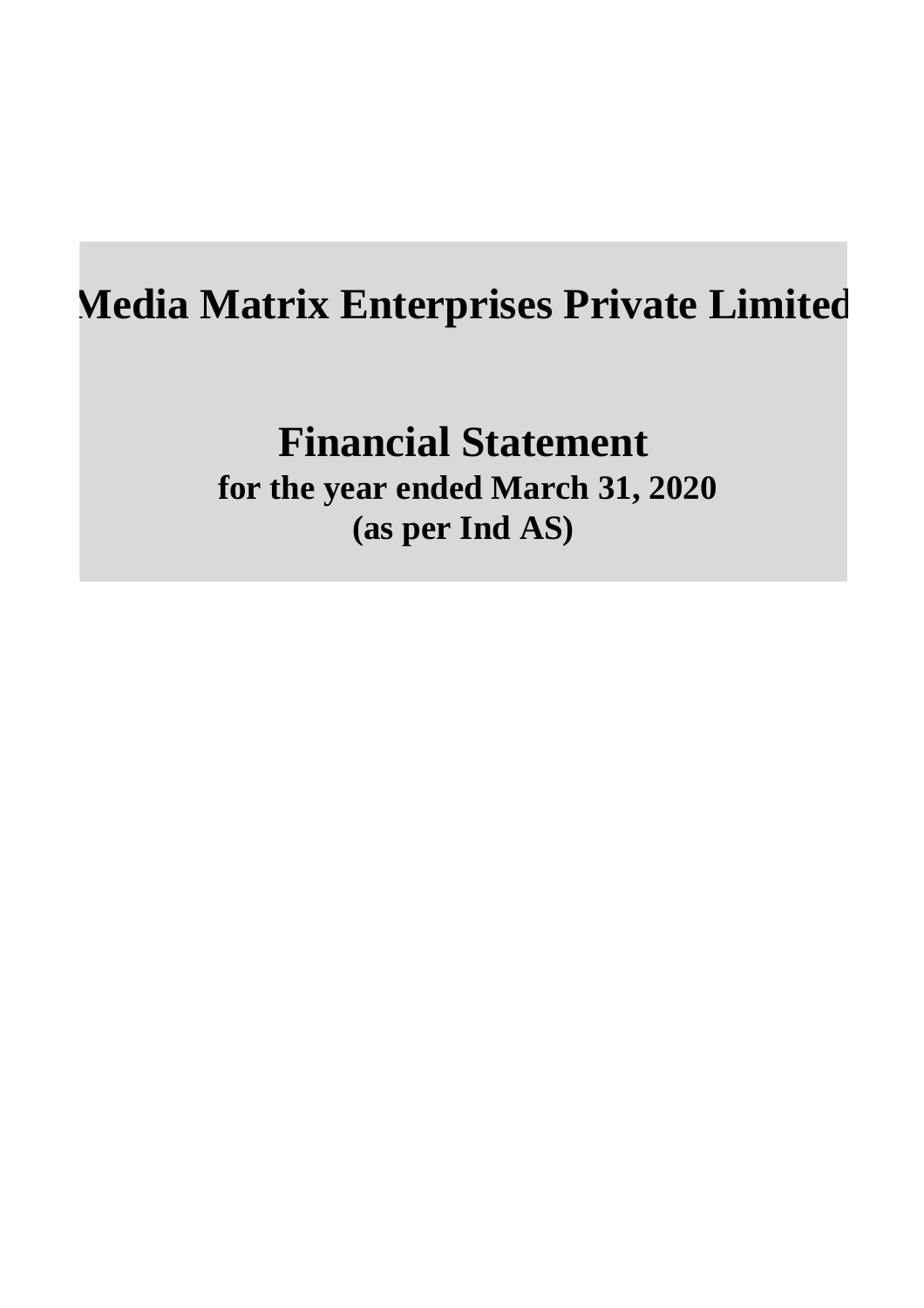# Media Matrix Enterprises Private Limited

## Financial Statement

**for the year ended March 31, 2020**

**(as per Ind AS)**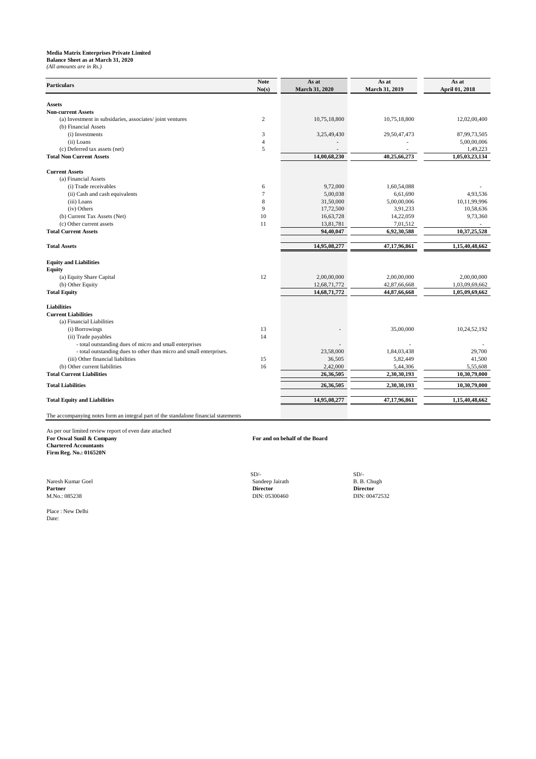**Media Matrix Enterprises Private Limited**
**Balance Sheet as at March 31, 2020**
*(All amounts are in Rs.)*

| Particulars | Note No(s) | As at March 31, 2020 | As at March 31, 2019 | As at April 01, 2018 |
|---|---|---|---|---|
| **Assets** | | | | |
| **Non-current Assets** | | | | |
| (a) Investment in subsidaries, associates/ joint ventures | 2 | 10,75,18,800 | 10,75,18,800 | 12,02,00,400 |
| (b) Financial Assets | | | | |
| (i) Investments | 3 | 3,25,49,430 | 29,50,47,473 | 87,99,73,505 |
| (ii) Loans | 4 | - | - | 5,00,00,006 |
| (c) Deferred tax assets (net) | 5 | - | - | 1,49,223 |
| **Total Non Current Assets** | | **14,00,68,230** | **40,25,66,273** | **1,05,03,23,134** |
| **Current Assets** | | | | |
| (a) Financial Assets | | | | |
| (i) Trade receivables | 6 | 9,72,000 | 1,60,54,088 | - |
| (ii) Cash and cash equivalents | 7 | 5,00,038 | 6,61,690 | 4,93,536 |
| (iii) Loans | 8 | 31,50,000 | 5,00,00,006 | 10,11,99,996 |
| (iv) Others | 9 | 17,72,500 | 3,91,233 | 10,58,636 |
| (b) Current Tax Assets (Net) | 10 | 16,63,728 | 14,22,059 | 9,73,360 |
| (c) Other current assets | 11 | 13,81,781 | 7,01,512 | - |
| **Total Current Assets** | | **94,40,047** | **6,92,30,588** | **10,37,25,528** |
| **Total Assets** | | **14,95,08,277** | **47,17,96,861** | **1,15,40,48,662** |
| **Equity and Liabilities** | | | | |
| **Equity** | | | | |
| (a) Equity Share Capital | 12 | 2,00,00,000 | 2,00,00,000 | 2,00,00,000 |
| (b) Other Equity | | 12,68,71,772 | 42,87,66,668 | 1,03,09,69,662 |
| **Total Equity** | | **14,68,71,772** | **44,87,66,668** | **1,05,09,69,662** |
| **Liabilities** | | | | |
| **Current Liabilities** | | | | |
| (a) Financial Liabilities | | | | |
| (i) Borrowings | 13 | - | 35,00,000 | 10,24,52,192 |
| (ii) Trade payables | 14 | | | |
| - total outstanding dues of micro and small enterprises | | - | - | - |
| - total outstanding dues to other than micro and small enterprises. | | 23,58,000 | 1,84,03,438 | 29,700 |
| (iii) Other financial liabilities | 15 | 36,505 | 5,82,449 | 41,500 |
| (b) Other current liabilities | 16 | 2,42,000 | 5,44,306 | 5,55,608 |
| **Total Current Liabilities** | | **26,36,505** | **2,30,30,193** | **10,30,79,000** |
| **Total Liabilities** | | **26,36,505** | **2,30,30,193** | **10,30,79,000** |
| **Total Equity and Liabilities** | | **14,95,08,277** | **47,17,96,861** | **1,15,40,48,662** |

The accompanying notes form an integral part of the standalone financial statements

As per our limited review report of even date attached
**For Oswal Sunil & Company**
**Chartered Accountants**
**Firm Reg. No.: 016520N**

**For and on behalf of the Board**

Naresh Kumar Goel
**Partner**
M.No.: 085238

SD/-
Sandeep Jairath
**Director**
DIN: 05300460

SD/-
B. B. Chugh
**Director**
DIN: 00472532

Place : New Delhi
Date: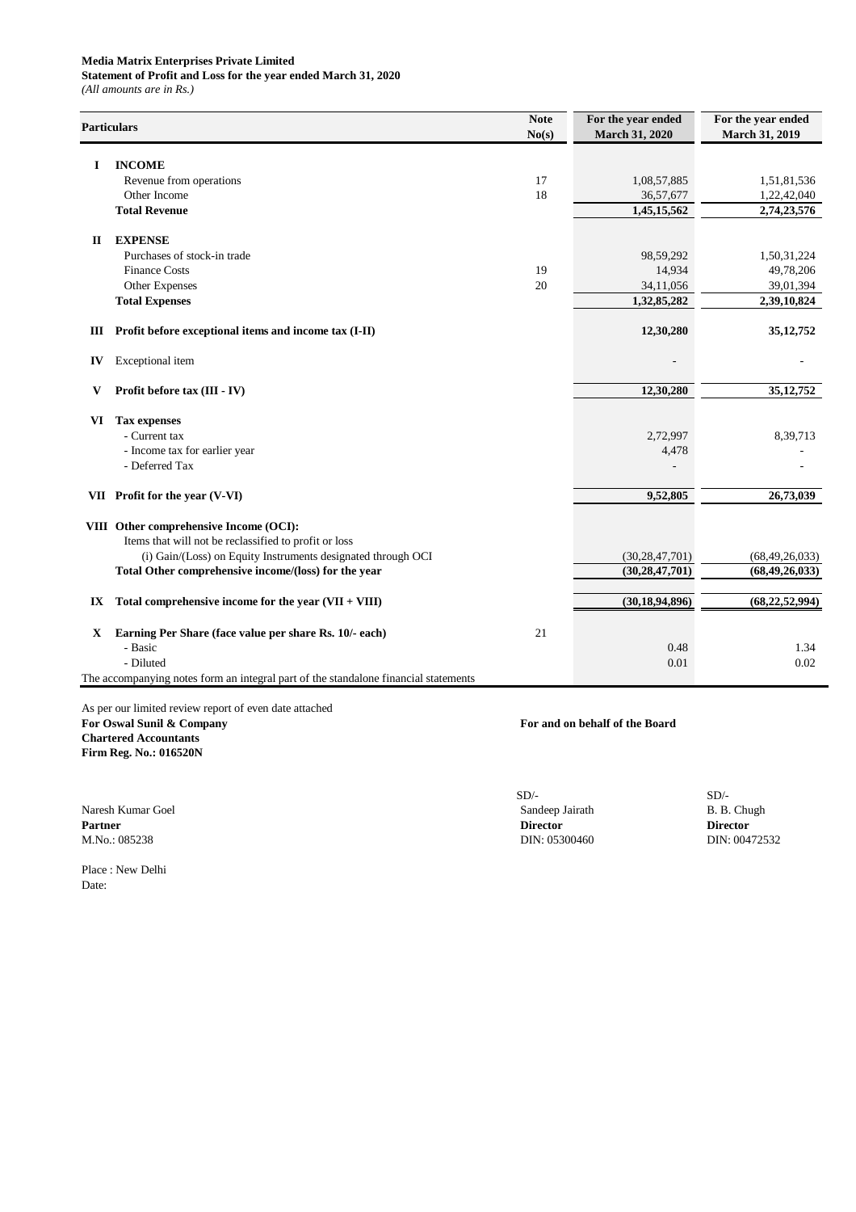**Media Matrix Enterprises Private Limited**
**Statement of Profit and Loss for the year ended March 31, 2020**
*(All amounts are in Rs.)*

| | Particulars | Note No(s) | For the year ended March 31, 2020 | For the year ended March 31, 2019 |
|---|---|---|---|---|
| **I** | **INCOME** | | | |
| | Revenue from operations | 17 | 1,08,57,885 | 1,51,81,536 |
| | Other Income | 18 | 36,57,677 | 1,22,42,040 |
| | **Total Revenue** | | **1,45,15,562** | **2,74,23,576** |
| **II** | **EXPENSE** | | | |
| | Purchases of stock-in trade | | 98,59,292 | 1,50,31,224 |
| | Finance Costs | 19 | 14,934 | 49,78,206 |
| | Other Expenses | 20 | 34,11,056 | 39,01,394 |
| | **Total Expenses** | | **1,32,85,282** | **2,39,10,824** |
| **III** | **Profit before exceptional items and income tax (I-II)** | | **12,30,280** | **35,12,752** |
| **IV** | Exceptional item | | - | - |
| **V** | **Profit before tax (III - IV)** | | **12,30,280** | **35,12,752** |
| **VI** | **Tax expenses** | | | |
| | - Current tax | | 2,72,997 | 8,39,713 |
| | - Income tax for earlier year | | 4,478 | - |
| | - Deferred Tax | | - | - |
| **VII** | **Profit for the year (V-VI)** | | **9,52,805** | **26,73,039** |
| **VIII** | **Other comprehensive Income (OCI):** | | | |
| | Items that will not be reclassified to profit or loss | | | |
| | (i) Gain/(Loss) on Equity Instruments designated through OCI | | (30,28,47,701) | (68,49,26,033) |
| | **Total Other comprehensive income/(loss) for the year** | | **(30,28,47,701)** | **(68,49,26,033)** |
| **IX** | **Total comprehensive income for the year (VII + VIII)** | | **(30,18,94,896)** | **(68,22,52,994)** |
| **X** | **Earning Per Share (face value per share Rs. 10/- each)** | 21 | | |
| | - Basic | | 0.48 | 1.34 |
| | - Diluted | | 0.01 | 0.02 |

The accompanying notes form an integral part of the standalone financial statements

As per our limited review report of even date attached
**For Oswal Sunil & Company**
**Chartered Accountants**
**Firm Reg. No.: 016520N**

**For and on behalf of the Board**

Naresh Kumar Goel
**Partner**
M.No.: 085238

SD/-
Sandeep Jairath
**Director**
DIN: 05300460

SD/-
B. B. Chugh
**Director**
DIN: 00472532

Place : New Delhi
Date: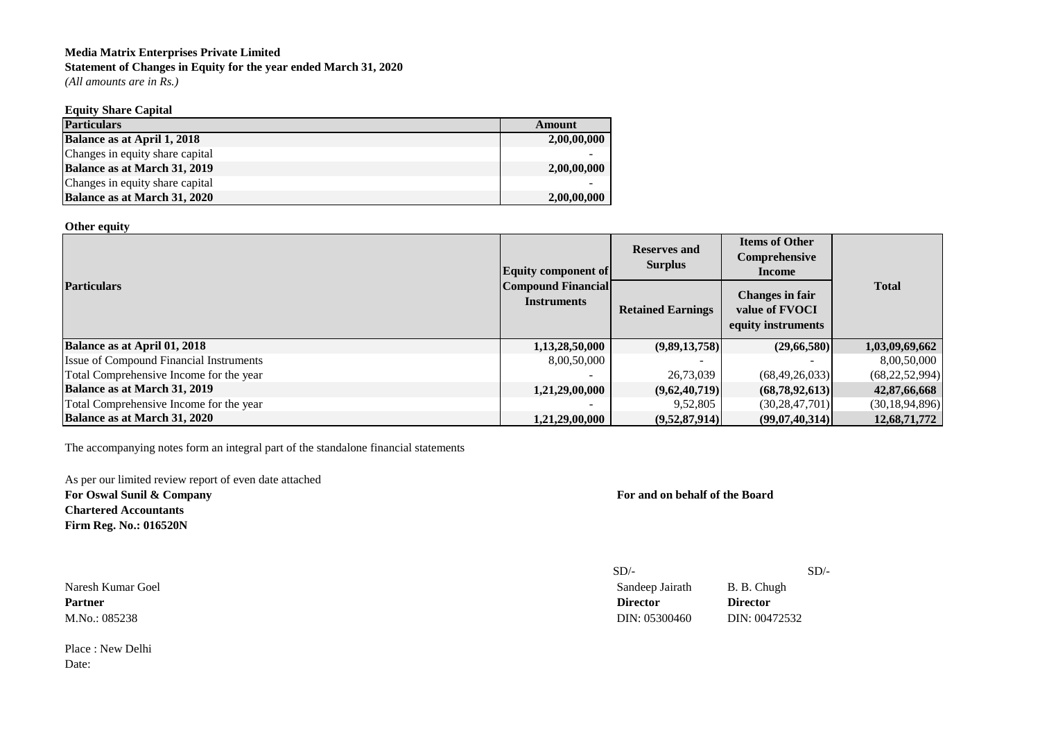**Media Matrix Enterprises Private Limited**
**Statement of Changes in Equity for the year ended March 31, 2020**
*(All amounts are in Rs.)*

**Equity Share Capital**

| Particulars | Amount |
|---|---|
| **Balance as at April 1, 2018** | **2,00,00,000** |
| Changes in equity share capital | - |
| **Balance as at March 31, 2019** | **2,00,00,000** |
| Changes in equity share capital | - |
| **Balance as at March 31, 2020** | **2,00,00,000** |

**Other equity**

| Particulars | Equity component of Compound Financial Instruments | Reserves and Surplus | Items of Other Comprehensive Income | Total |
|---|---|---|---|---|
| | | Retained Earnings | Changes in fair value of FVOCI equity instruments | |
| **Balance as at April 01, 2018** | **1,13,28,50,000** | **(9,89,13,758)** | **(29,66,580)** | **1,03,09,69,662** |
| Issue of Compound Financial Instruments | 8,00,50,000 | - | - | 8,00,50,000 |
| Total Comprehensive Income for the year | - | 26,73,039 | (68,49,26,033) | (68,22,52,994) |
| **Balance as at March 31, 2019** | **1,21,29,00,000** | **(9,62,40,719)** | **(68,78,92,613)** | **42,87,66,668** |
| Total Comprehensive Income for the year | - | 9,52,805 | (30,28,47,701) | (30,18,94,896) |
| **Balance as at March 31, 2020** | **1,21,29,00,000** | **(9,52,87,914)** | **(99,07,40,314)** | **12,68,71,772** |

The accompanying notes form an integral part of the standalone financial statements

As per our limited review report of even date attached
**For Oswal Sunil & Company**
**Chartered Accountants**
**Firm Reg. No.: 016520N**

Naresh Kumar Goel
**Partner**
M.No.: 085238

Place : New Delhi
Date:

**For and on behalf of the Board**

SD/-
Sandeep Jairath
**Director**
DIN: 05300460

SD/-
B. B. Chugh
**Director**
DIN: 00472532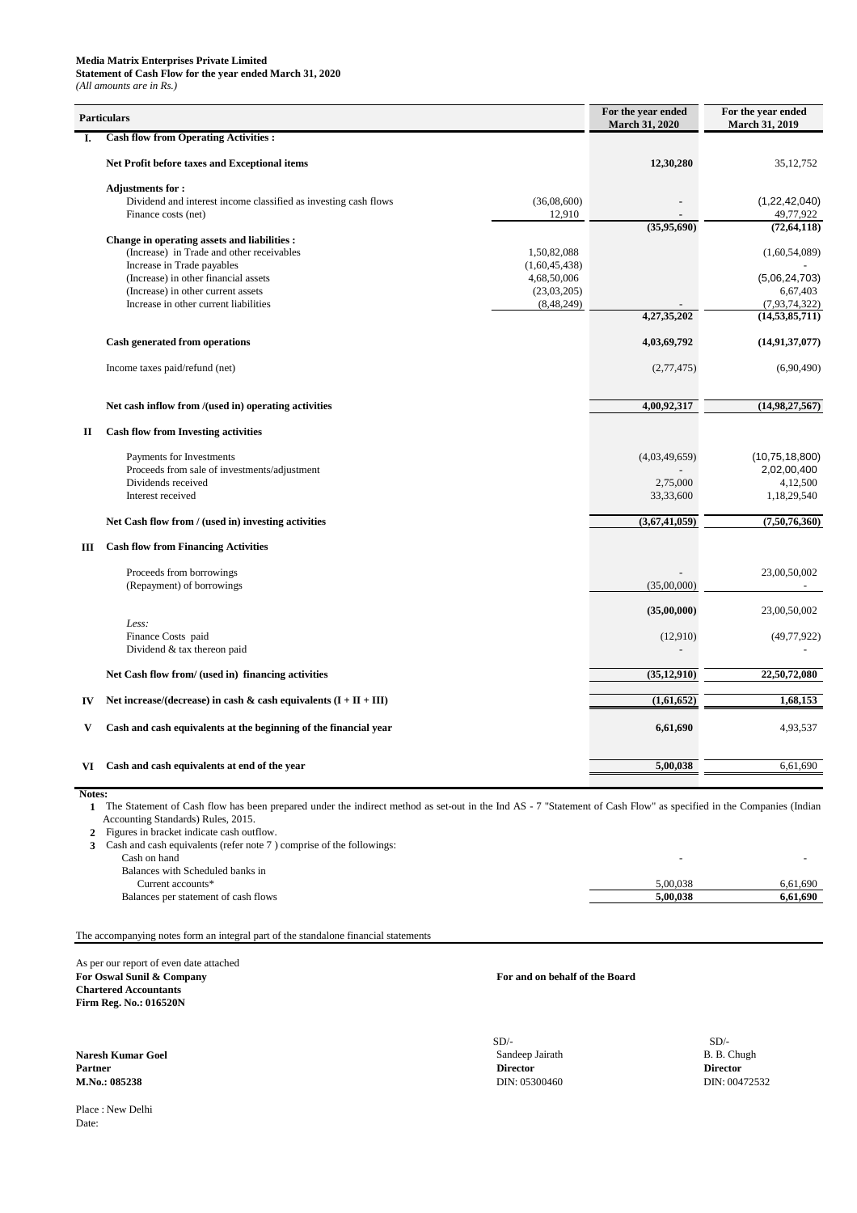**Media Matrix Enterprises Private Limited**
**Statement of Cash Flow for the year ended March 31, 2020**
*(All amounts are in Rs.)*

| | Particulars | | For the year ended March 31, 2020 | For the year ended March 31, 2019 |
|---|---|---|---|---|
| **I.** | **Cash flow from Operating Activities :** | | | |
| | **Net Profit before taxes and Exceptional items** | | **12,30,280** | 35,12,752 |
| | **Adjustments for :** | | | |
| | Dividend and interest income classified as investing cash flows | (36,08,600) | - | (1,22,42,040) |
| | Finance costs (net) | 12,910 | - | 49,77,922 |
| | | | **(35,95,690)** | **(72,64,118)** |
| | **Change in operating assets and liabilities :** | | | |
| | (Increase) in Trade and other receivables | 1,50,82,088 | | (1,60,54,089) |
| | Increase in Trade payables | (1,60,45,438) | | - |
| | (Increase) in other financial assets | 4,68,50,006 | | (5,06,24,703) |
| | (Increase) in other current assets | (23,03,205) | | 6,67,403 |
| | Increase in other current liabilities | (8,48,249) | - | (7,93,74,322) |
| | | | **4,27,35,202** | **(14,53,85,711)** |
| | **Cash generated from operations** | | **4,03,69,792** | **(14,91,37,077)** |
| | Income taxes paid/refund (net) | | (2,77,475) | (6,90,490) |
| | **Net cash inflow from /(used in) operating activities** | | **4,00,92,317** | **(14,98,27,567)** |
| **II** | **Cash flow from Investing activities** | | | |
| | Payments for Investments | | (4,03,49,659) | (10,75,18,800) |
| | Proceeds from sale of investments/adjustment | | - | 2,02,00,400 |
| | Dividends received | | 2,75,000 | 4,12,500 |
| | Interest received | | 33,33,600 | 1,18,29,540 |
| | **Net Cash flow from / (used in) investing activities** | | **(3,67,41,059)** | **(7,50,76,360)** |
| **III** | **Cash flow from Financing Activities** | | | |
| | Proceeds from borrowings | | - | 23,00,50,002 |
| | (Repayment) of borrowings | | (35,00,000) | - |
| | | | **(35,00,000)** | 23,00,50,002 |
| | *Less:* | | | |
| | Finance Costs paid | | (12,910) | (49,77,922) |
| | Dividend & tax thereon paid | | - | - |
| | **Net Cash flow from/ (used in) financing activities** | | **(35,12,910)** | **22,50,72,080** |
| **IV** | **Net increase/(decrease) in cash & cash equivalents (I + II + III)** | | **(1,61,652)** | **1,68,153** |
| **V** | **Cash and cash equivalents at the beginning of the financial year** | | **6,61,690** | 4,93,537 |
| **VI** | **Cash and cash equivalents at end of the year** | | **5,00,038** | 6,61,690 |

**Notes:**

1. The Statement of Cash flow has been prepared under the indirect method as set-out in the Ind AS - 7 "Statement of Cash Flow" as specified in the Companies (Indian Accounting Standards) Rules, 2015.
2. Figures in bracket indicate cash outflow.
3. Cash and cash equivalents (refer note 7 ) comprise of the followings:

| | March 31, 2020 | March 31, 2019 |
|---|---|---|
| Cash on hand | - | - |
| Balances with Scheduled banks in | | |
| Current accounts* | 5,00,038 | 6,61,690 |
| Balances per statement of cash flows | **5,00,038** | **6,61,690** |

The accompanying notes form an integral part of the standalone financial statements

As per our report of even date attached
**For Oswal Sunil & Company**
**Chartered Accountants**
**Firm Reg. No.: 016520N**

**For and on behalf of the Board**

**Naresh Kumar Goel**
**Partner**
**M.No.: 085238**

SD/-
Sandeep Jairath
**Director**
DIN: 05300460

SD/-
B. B. Chugh
**Director**
DIN: 00472532

Place : New Delhi
Date: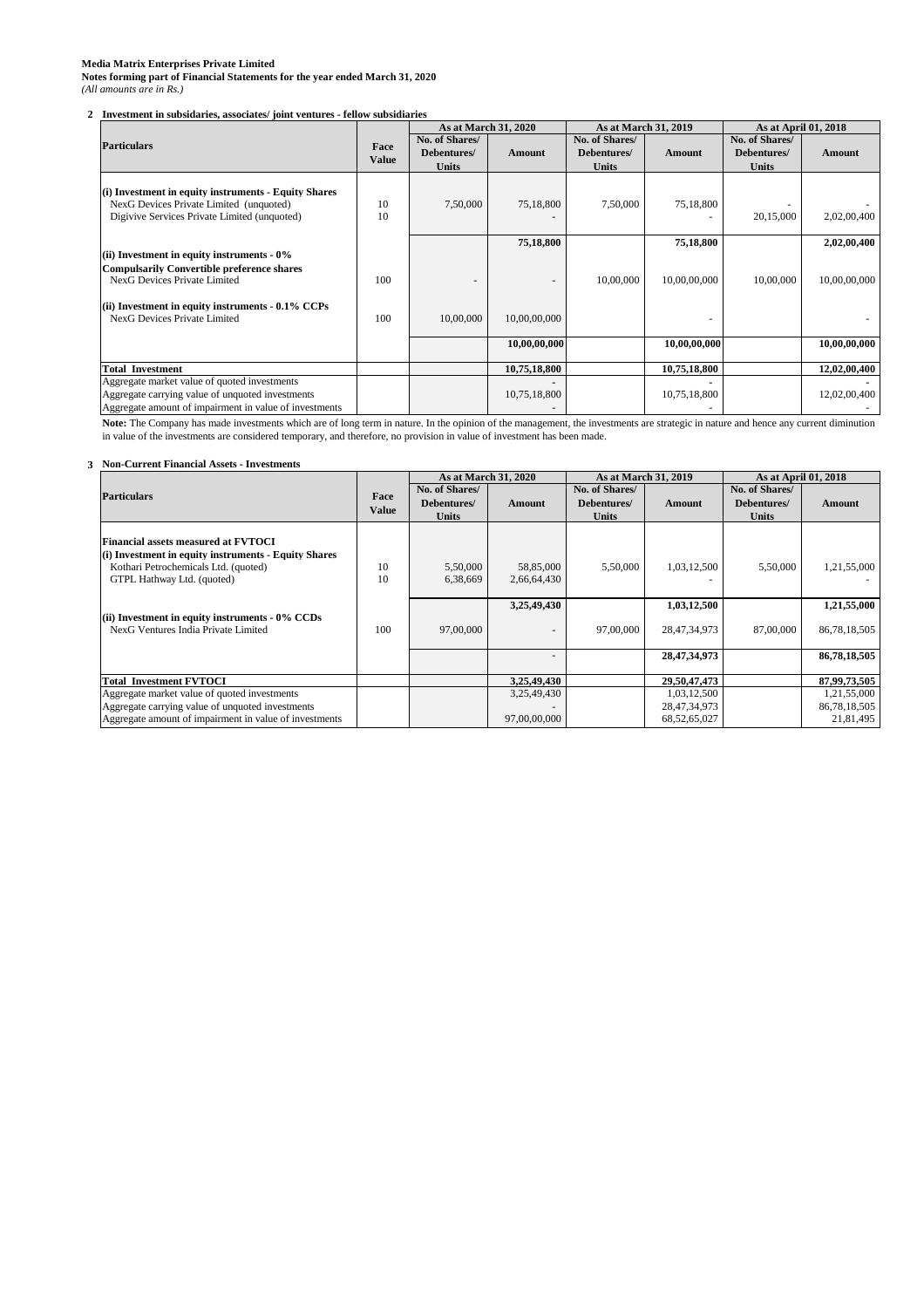**Media Matrix Enterprises Private Limited**
**Notes forming part of Financial Statements for the year ended March 31, 2020**
*(All amounts are in Rs.)*

**2 Investment in subsidiaries, associates/ joint ventures - fellow subsidiaries**

| Particulars | Face Value | As at March 31, 2020 | | As at March 31, 2019 | | As at April 01, 2018 | |
|---|---|---|---|---|---|---|---|
| | | No. of Shares/ Debentures/ Units | Amount | No. of Shares/ Debentures/ Units | Amount | No. of Shares/ Debentures/ Units | Amount |
| **(i) Investment in equity instruments - Equity Shares** | | | | | | | |
| NexG Devices Private Limited (unquoted) | 10 | 7,50,000 | 75,18,800 | 7,50,000 | 75,18,800 | - | - |
| Digivive Services Private Limited (unquoted) | 10 | | - | | - | 20,15,000 | 2,02,00,400 |
| | | | **75,18,800** | | **75,18,800** | | **2,02,00,400** |
| **(ii) Investment in equity instruments - 0% Compulsarily Convertible preference shares** | | | | | | | |
| NexG Devices Private Limited | 100 | - | - | 10,00,000 | 10,00,00,000 | 10,00,000 | 10,00,00,000 |
| **(ii) Investment in equity instruments - 0.1% CCPs** | | | | | | | |
| NexG Devices Private Limited | 100 | 10,00,000 | 10,00,00,000 | | - | | - |
| | | | **10,00,00,000** | | **10,00,00,000** | | **10,00,00,000** |
| **Total Investment** | | | **10,75,18,800** | | **10,75,18,800** | | **12,02,00,400** |
| Aggregate market value of quoted investments | | | - | | - | | - |
| Aggregate carrying value of unquoted investments | | | 10,75,18,800 | | 10,75,18,800 | | 12,02,00,400 |
| Aggregate amount of impairment in value of investments | | | - | | - | | - |

**Note:** The Company has made investments which are of long term in nature. In the opinion of the management, the investments are strategic in nature and hence any current diminution in value of the investments are considered temporary, and therefore, no provision in value of investment has been made.

**3 Non-Current Financial Assets - Investments**

| Particulars | Face Value | As at March 31, 2020 | | As at March 31, 2019 | | As at April 01, 2018 | |
|---|---|---|---|---|---|---|---|
| | | No. of Shares/ Debentures/ Units | Amount | No. of Shares/ Debentures/ Units | Amount | No. of Shares/ Debentures/ Units | Amount |
| **Financial assets measured at FVTOCI** | | | | | | | |
| **(i) Investment in equity instruments - Equity Shares** | | | | | | | |
| Kothari Petrochemicals Ltd. (quoted) | 10 | 5,50,000 | 58,85,000 | 5,50,000 | 1,03,12,500 | 5,50,000 | 1,21,55,000 |
| GTPL Hathway Ltd. (quoted) | 10 | 6,38,669 | 2,66,64,430 | | - | | - |
| | | | **3,25,49,430** | | **1,03,12,500** | | **1,21,55,000** |
| **(ii) Investment in equity instruments - 0% CCDs** | | | | | | | |
| NexG Ventures India Private Limited | 100 | 97,00,000 | - | 97,00,000 | 28,47,34,973 | 87,00,000 | 86,78,18,505 |
| | | | - | | **28,47,34,973** | | **86,78,18,505** |
| **Total Investment FVTOCI** | | | **3,25,49,430** | | **29,50,47,473** | | **87,99,73,505** |
| Aggregate market value of quoted investments | | | 3,25,49,430 | | 1,03,12,500 | | 1,21,55,000 |
| Aggregate carrying value of unquoted investments | | | - | | 28,47,34,973 | | 86,78,18,505 |
| Aggregate amount of impairment in value of investments | | | 97,00,00,000 | | 68,52,65,027 | | 21,81,495 |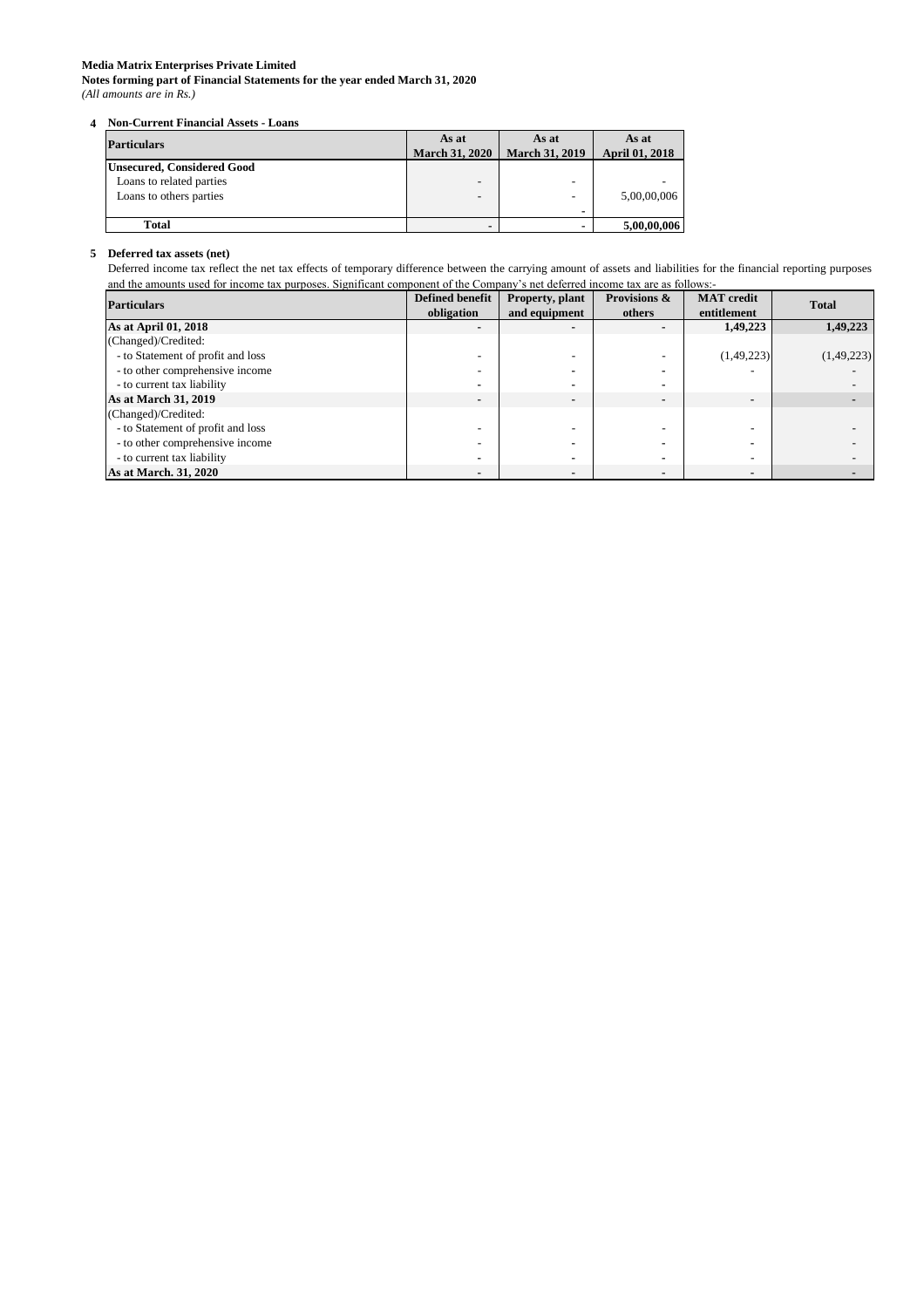**Media Matrix Enterprises Private Limited**
**Notes forming part of Financial Statements for the year ended March 31, 2020**
*(All amounts are in Rs.)*

**4 Non-Current Financial Assets - Loans**

| Particulars | As at March 31, 2020 | As at March 31, 2019 | As at April 01, 2018 |
|---|---|---|---|
| **Unsecured, Considered Good** | | | |
| Loans to related parties | - | - | - |
| Loans to others parties | - | - | 5,00,00,006 |
| | | - | |
| **Total** | **-** | **-** | **5,00,00,006** |

**5 Deferred tax assets (net)**

Deferred income tax reflect the net tax effects of temporary difference between the carrying amount of assets and liabilities for the financial reporting purposes and the amounts used for income tax purposes. Significant component of the Company's net deferred income tax are as follows:-

| Particulars | Defined benefit obligation | Property, plant and equipment | Provisions & others | MAT credit entitlement | Total |
|---|---|---|---|---|---|
| **As at April 01, 2018** | **-** | **-** | **-** | **1,49,223** | **1,49,223** |
| (Changed)/Credited: | | | | | |
| - to Statement of profit and loss | - | - | - | (1,49,223) | (1,49,223) |
| - to other comprehensive income | - | - | - | - | - |
| - to current tax liability | - | - | - | | - |
| **As at March 31, 2019** | **-** | **-** | **-** | **-** | **-** |
| (Changed)/Credited: | | | | | |
| - to Statement of profit and loss | - | - | - | - | - |
| - to other comprehensive income | - | - | - | - | - |
| - to current tax liability | - | - | - | - | - |
| **As at March. 31, 2020** | **-** | **-** | **-** | **-** | **-** |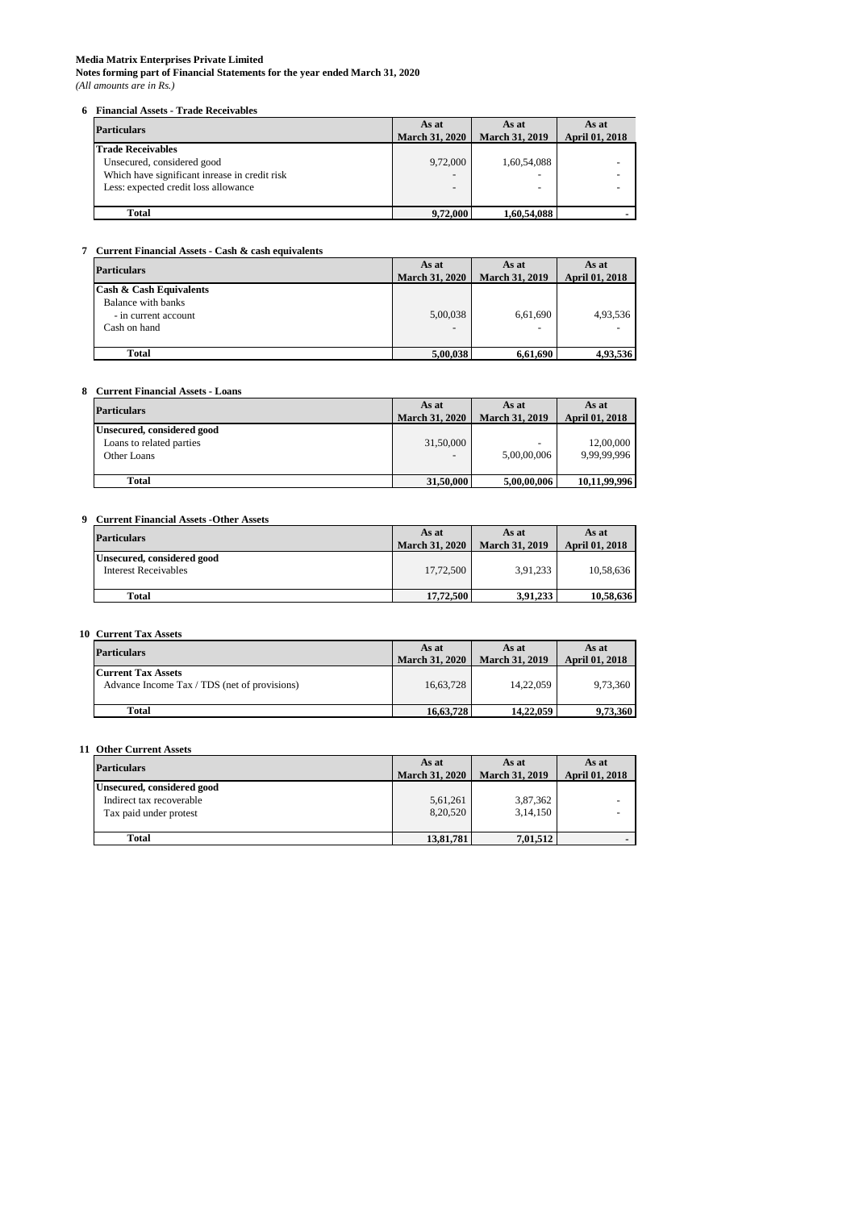**Media Matrix Enterprises Private Limited**
**Notes forming part of Financial Statements for the year ended March 31, 2020**
*(All amounts are in Rs.)*

### 6 Financial Assets - Trade Receivables

| Particulars | As at March 31, 2020 | As at March 31, 2019 | As at April 01, 2018 |
|---|---|---|---|
| **Trade Receivables** | | | |
| Unsecured, considered good | 9,72,000 | 1,60,54,088 | - |
| Which have significant inrease in credit risk | - | - | - |
| Less: expected credit loss allowance | - | - | - |
| **Total** | **9,72,000** | **1,60,54,088** | **-** |

### 7 Current Financial Assets - Cash & cash equivalents

| Particulars | As at March 31, 2020 | As at March 31, 2019 | As at April 01, 2018 |
|---|---|---|---|
| **Cash & Cash Equivalents** | | | |
| Balance with banks | | | |
| - in current account | 5,00,038 | 6,61,690 | 4,93,536 |
| Cash on hand | - | - | - |
| **Total** | **5,00,038** | **6,61,690** | **4,93,536** |

### 8 Current Financial Assets - Loans

| Particulars | As at March 31, 2020 | As at March 31, 2019 | As at April 01, 2018 |
|---|---|---|---|
| **Unsecured, considered good** | | | |
| Loans to related parties | 31,50,000 | - | 12,00,000 |
| Other Loans | - | 5,00,00,006 | 9,99,99,996 |
| **Total** | **31,50,000** | **5,00,00,006** | **10,11,99,996** |

### 9 Current Financial Assets -Other Assets

| Particulars | As at March 31, 2020 | As at March 31, 2019 | As at April 01, 2018 |
|---|---|---|---|
| **Unsecured, considered good** | | | |
| Interest Receivables | 17,72,500 | 3,91,233 | 10,58,636 |
| **Total** | **17,72,500** | **3,91,233** | **10,58,636** |

### 10 Current Tax Assets

| Particulars | As at March 31, 2020 | As at March 31, 2019 | As at April 01, 2018 |
|---|---|---|---|
| **Current Tax Assets** | | | |
| Advance Income Tax / TDS (net of provisions) | 16,63,728 | 14,22,059 | 9,73,360 |
| **Total** | **16,63,728** | **14,22,059** | **9,73,360** |

### 11 Other Current Assets

| Particulars | As at March 31, 2020 | As at March 31, 2019 | As at April 01, 2018 |
|---|---|---|---|
| **Unsecured, considered good** | | | |
| Indirect tax recoverable | 5,61,261 | 3,87,362 | - |
| Tax paid under protest | 8,20,520 | 3,14,150 | - |
| **Total** | **13,81,781** | **7,01,512** | **-** |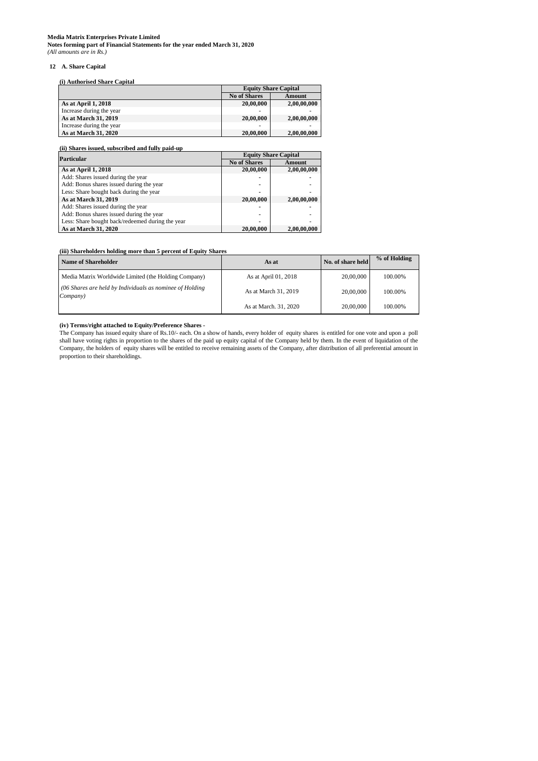**Media Matrix Enterprises Private Limited**
**Notes forming part of Financial Statements for the year ended March 31, 2020**
*(All amounts are in Rs.)*

**12 A. Share Capital**

**(i) Authorised Share Capital**

| | Equity Share Capital | |
|---|---|---|
| | **No of Shares** | **Amount** |
| **As at April 1, 2018** | **20,00,000** | **2,00,00,000** |
| Increase during the year | - | - |
| **As at March 31, 2019** | **20,00,000** | **2,00,00,000** |
| Increase during the year | - | - |
| **As at March 31, 2020** | **20,00,000** | **2,00,00,000** |

**(ii) Shares issued, subscribed and fully paid-up**

| Particular | Equity Share Capital | |
|---|---|---|
| | **No of Shares** | **Amount** |
| **As at April 1, 2018** | **20,00,000** | **2,00,00,000** |
| Add: Shares issued during the year | - | - |
| Add: Bonus shares issued during the year | - | - |
| Less: Share bought back during the year | - | - |
| **As at March 31, 2019** | **20,00,000** | **2,00,00,000** |
| Add: Shares issued during the year | - | - |
| Add: Bonus shares issued during the year | - | - |
| Less: Share bought back/redeemed during the year | - | - |
| **As at March 31, 2020** | **20,00,000** | **2,00,00,000** |

**(iii) Shareholders holding more than 5 percent of Equity Shares**

| Name of Shareholder | As at | No. of share held | % of Holding |
|---|---|---|---|
| Media Matrix Worldwide Limited (the Holding Company) | As at April 01, 2018 | 20,00,000 | 100.00% |
| *(06 Shares are held by Individuals as nominee of Holding Company)* | As at March 31, 2019 | 20,00,000 | 100.00% |
| | As at March. 31, 2020 | 20,00,000 | 100.00% |

**(iv) Terms/right attached to Equity/Preference Shares -**

The Company has issued equity share of Rs.10/- each. On a show of hands, every holder of equity shares is entitled for one vote and upon a poll shall have voting rights in proportion to the shares of the paid up equity capital of the Company held by them. In the event of liquidation of the Company, the holders of equity shares will be entitled to receive remaining assets of the Company, after distribution of all preferential amount in proportion to their shareholdings.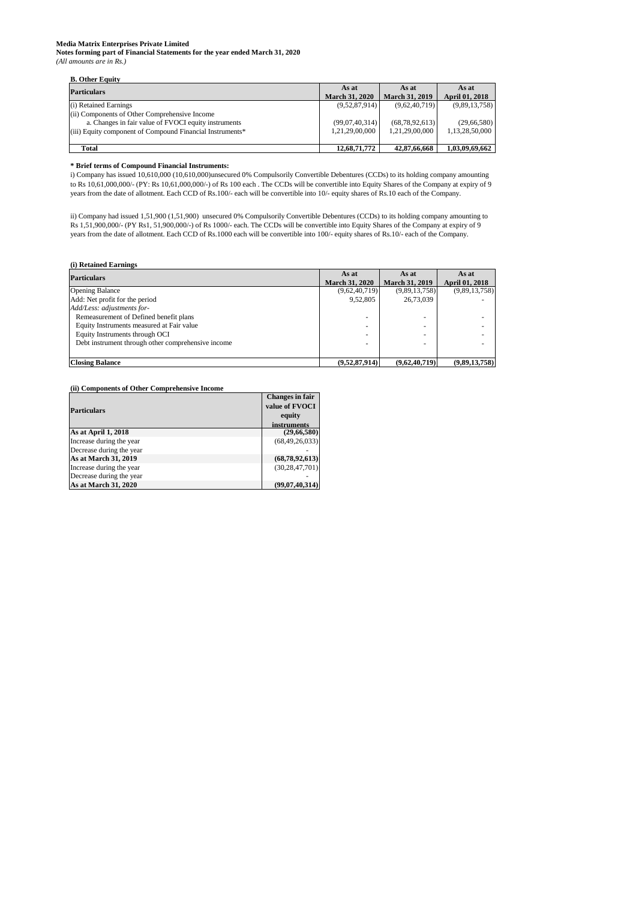**Media Matrix Enterprises Private Limited**
**Notes forming part of Financial Statements for the year ended March 31, 2020**
*(All amounts are in Rs.)*

**B. Other Equity**

| Particulars | As at March 31, 2020 | As at March 31, 2019 | As at April 01, 2018 |
|---|---|---|---|
| (i) Retained Earnings | (9,52,87,914) | (9,62,40,719) | (9,89,13,758) |
| (ii) Components of Other Comprehensive Income | | | |
| a. Changes in fair value of FVOCI equity instruments | (99,07,40,314) | (68,78,92,613) | (29,66,580) |
| (iii) Equity component of Compound Financial Instruments* | 1,21,29,00,000 | 1,21,29,00,000 | 1,13,28,50,000 |
| **Total** | **12,68,71,772** | **42,87,66,668** | **1,03,09,69,662** |

**\* Brief terms of Compound Financial Instruments:**

i) Company has issued 10,610,000 (10,610,000)unsecured 0% Compulsorily Convertible Debentures (CCDs) to its holding company amounting to Rs 10,61,000,000/- (PY: Rs 10,61,000,000/-) of Rs 100 each . The CCDs will be convertible into Equity Shares of the Company at expiry of 9 years from the date of allotment. Each CCD of Rs.100/- each will be convertible into 10/- equity shares of Rs.10 each of the Company.

ii) Company had issued 1,51,900 (1,51,900) unsecured 0% Compulsorily Convertible Debentures (CCDs) to its holding company amounting to Rs 1,51,900,000/- (PY Rs1, 51,900,000/-) of Rs 1000/- each. The CCDs will be convertible into Equity Shares of the Company at expiry of 9 years from the date of allotment. Each CCD of Rs.1000 each will be convertible into 100/- equity shares of Rs.10/- each of the Company.

**(i) Retained Earnings**

| Particulars | As at March 31, 2020 | As at March 31, 2019 | As at April 01, 2018 |
|---|---|---|---|
| Opening Balance | (9,62,40,719) | (9,89,13,758) | (9,89,13,758) |
| Add: Net profit for the period | 9,52,805 | 26,73,039 | - |
| *Add/Less: adjustments for-* | | | |
| Remeasurement of Defined benefit plans | - | - | - |
| Equity Instruments measured at Fair value | - | - | - |
| Equity Instruments through OCI | - | - | - |
| Debt instrument through other comprehensive income | - | - | - |
| **Closing Balance** | **(9,52,87,914)** | **(9,62,40,719)** | **(9,89,13,758)** |

**(ii) Components of Other Comprehensive Income**

| Particulars | Changes in fair value of FVOCI equity instruments |
|---|---|
| **As at April 1, 2018** | **(29,66,580)** |
| Increase during the year | (68,49,26,033) |
| Decrease during the year | - |
| **As at March 31, 2019** | **(68,78,92,613)** |
| Increase during the year | (30,28,47,701) |
| Decrease during the year | - |
| **As at March 31, 2020** | **(99,07,40,314)** |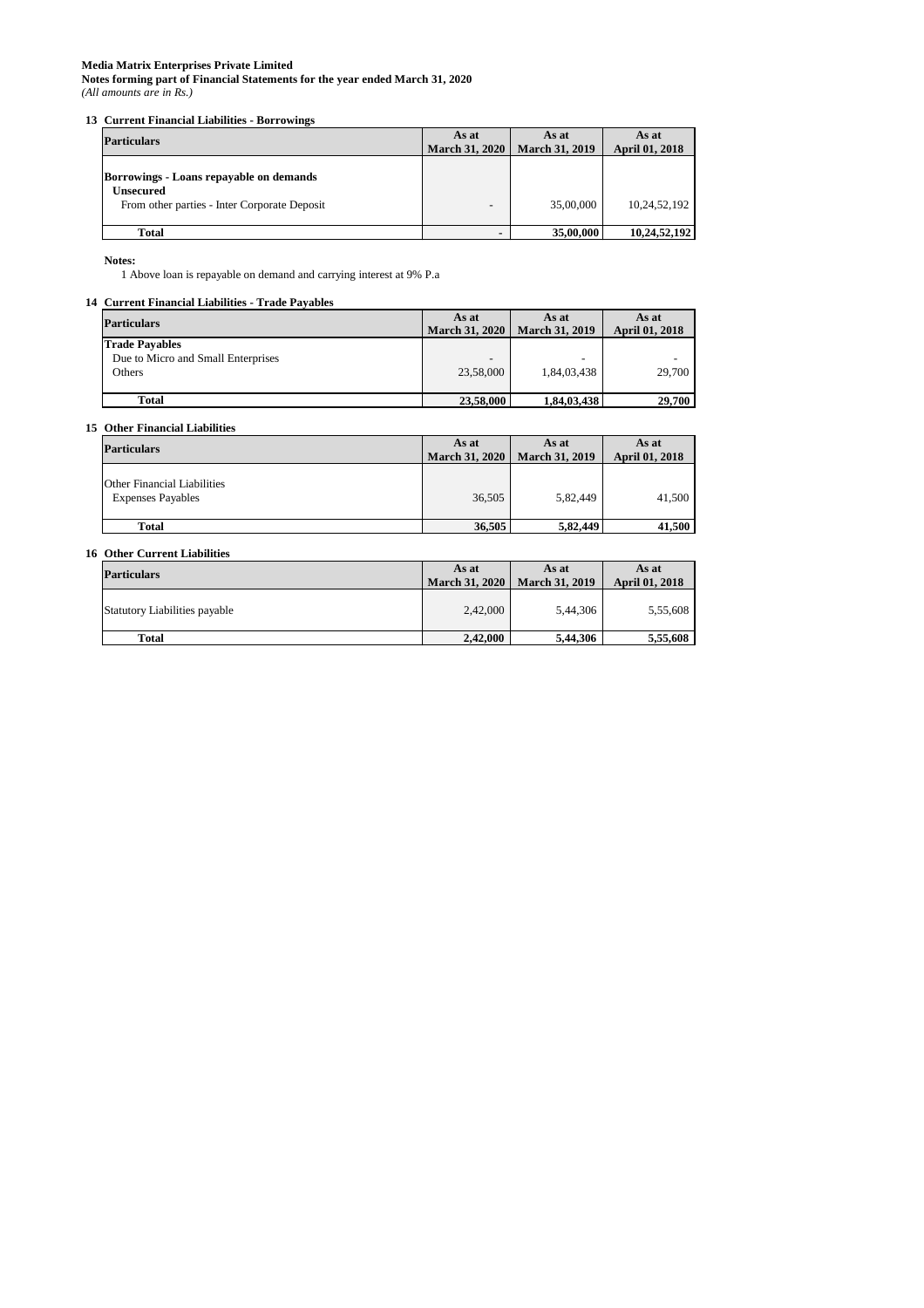**Media Matrix Enterprises Private Limited**
**Notes forming part of Financial Statements for the year ended March 31, 2020**
*(All amounts are in Rs.)*

### 13 Current Financial Liabilities - Borrowings

| Particulars | As at March 31, 2020 | As at March 31, 2019 | As at April 01, 2018 |
|---|---|---|---|
| **Borrowings - Loans repayable on demands** | | | |
| **Unsecured** | | | |
| From other parties - Inter Corporate Deposit | - | 35,00,000 | 10,24,52,192 |
| **Total** | **-** | **35,00,000** | **10,24,52,192** |

**Notes:**

1 Above loan is repayable on demand and carrying interest at 9% P.a

### 14 Current Financial Liabilities - Trade Payables

| Particulars | As at March 31, 2020 | As at March 31, 2019 | As at April 01, 2018 |
|---|---|---|---|
| **Trade Payables** | | | |
| Due to Micro and Small Enterprises | - | - | - |
| Others | 23,58,000 | 1,84,03,438 | 29,700 |
| **Total** | **23,58,000** | **1,84,03,438** | **29,700** |

### 15 Other Financial Liabilities

| Particulars | As at March 31, 2020 | As at March 31, 2019 | As at April 01, 2018 |
|---|---|---|---|
| Other Financial Liabilities | | | |
| Expenses Payables | 36,505 | 5,82,449 | 41,500 |
| **Total** | **36,505** | **5,82,449** | **41,500** |

### 16 Other Current Liabilities

| Particulars | As at March 31, 2020 | As at March 31, 2019 | As at April 01, 2018 |
|---|---|---|---|
| Statutory Liabilities payable | 2,42,000 | 5,44,306 | 5,55,608 |
| **Total** | **2,42,000** | **5,44,306** | **5,55,608** |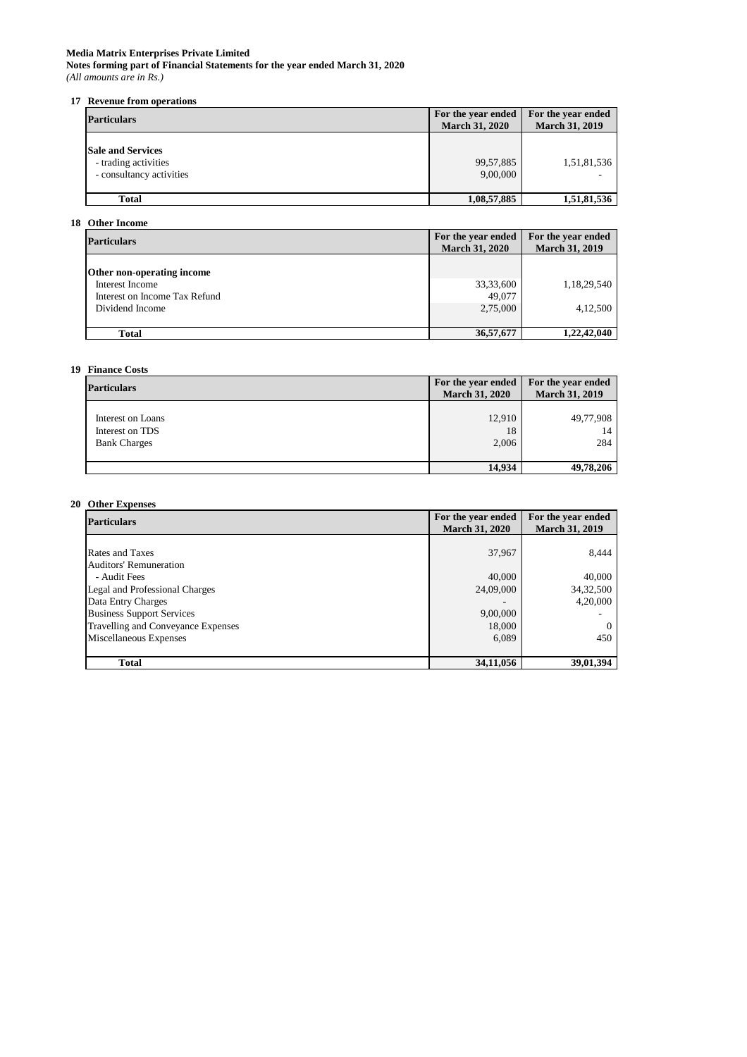**Media Matrix Enterprises Private Limited**
**Notes forming part of Financial Statements for the year ended March 31, 2020**
*(All amounts are in Rs.)*

## 17 Revenue from operations

| Particulars | For the year ended March 31, 2020 | For the year ended March 31, 2019 |
|---|---|---|
| **Sale and Services** | | |
| - trading activities | 99,57,885 | 1,51,81,536 |
| - consultancy activities | 9,00,000 | - |
| **Total** | **1,08,57,885** | **1,51,81,536** |

## 18 Other Income

| Particulars | For the year ended March 31, 2020 | For the year ended March 31, 2019 |
|---|---|---|
| **Other non-operating income** | | |
| Interest Income | 33,33,600 | 1,18,29,540 |
| Interest on Income Tax Refund | 49,077 | |
| Dividend Income | 2,75,000 | 4,12,500 |
| **Total** | **36,57,677** | **1,22,42,040** |

## 19 Finance Costs

| Particulars | For the year ended March 31, 2020 | For the year ended March 31, 2019 |
|---|---|---|
| Interest on Loans | 12,910 | 49,77,908 |
| Interest on TDS | 18 | 14 |
| Bank Charges | 2,006 | 284 |
| | **14,934** | **49,78,206** |

## 20 Other Expenses

| Particulars | For the year ended March 31, 2020 | For the year ended March 31, 2019 |
|---|---|---|
| Rates and Taxes | 37,967 | 8,444 |
| Auditors' Remuneration | | |
| - Audit Fees | 40,000 | 40,000 |
| Legal and Professional Charges | 24,09,000 | 34,32,500 |
| Data Entry Charges | - | 4,20,000 |
| Business Support Services | 9,00,000 | - |
| Travelling and Conveyance Expenses | 18,000 | 0 |
| Miscellaneous Expenses | 6,089 | 450 |
| **Total** | **34,11,056** | **39,01,394** |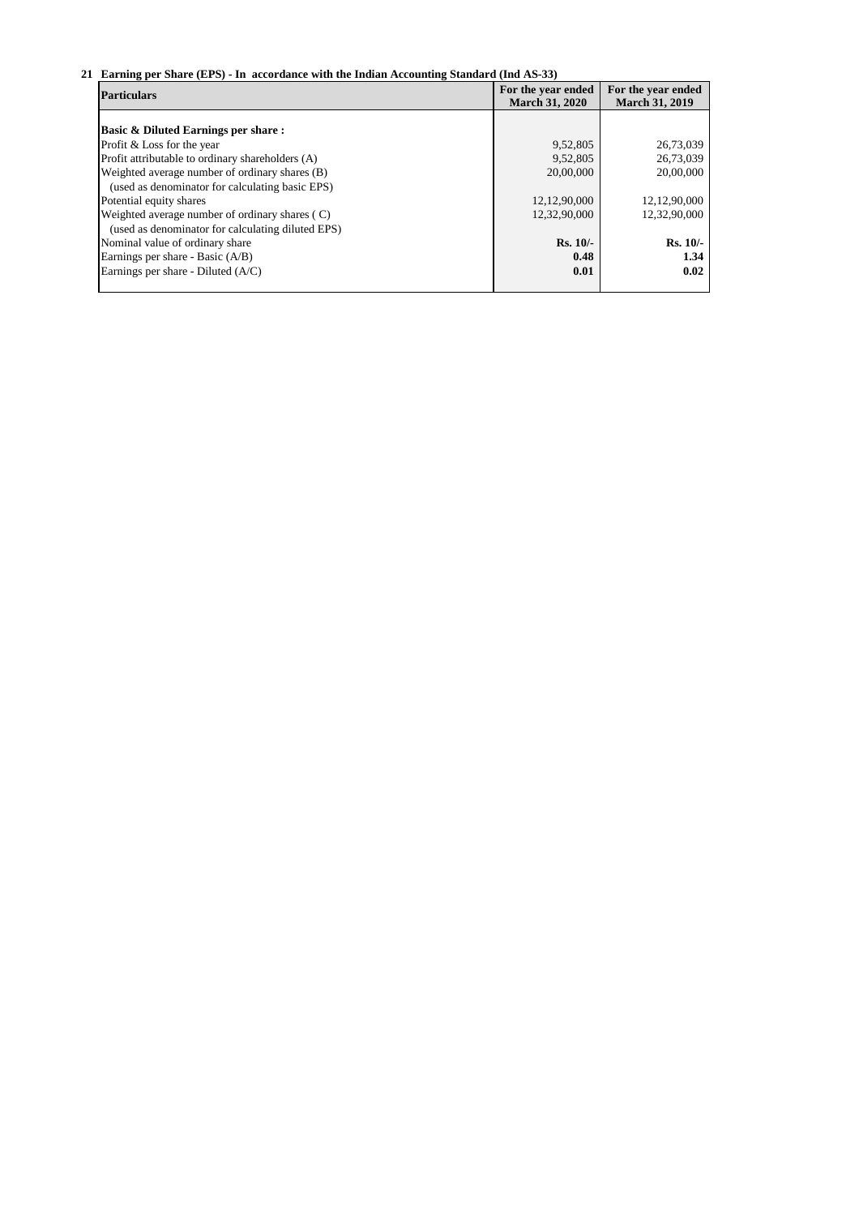**21 Earning per Share (EPS) - In accordance with the Indian Accounting Standard (Ind AS-33)**

| Particulars | For the year ended March 31, 2020 | For the year ended March 31, 2019 |
|---|---|---|
| **Basic & Diluted Earnings per share :** | | |
| Profit & Loss for the year | 9,52,805 | 26,73,039 |
| Profit attributable to ordinary shareholders (A) | 9,52,805 | 26,73,039 |
| Weighted average number of ordinary shares (B) | 20,00,000 | 20,00,000 |
| (used as denominator for calculating basic EPS) | | |
| Potential equity shares | 12,12,90,000 | 12,12,90,000 |
| Weighted average number of ordinary shares ( C) | 12,32,90,000 | 12,32,90,000 |
| (used as denominator for calculating diluted EPS) | | |
| Nominal value of ordinary share | **Rs. 10/-** | **Rs. 10/-** |
| Earnings per share - Basic (A/B) | **0.48** | **1.34** |
| Earnings per share - Diluted (A/C) | **0.01** | **0.02** |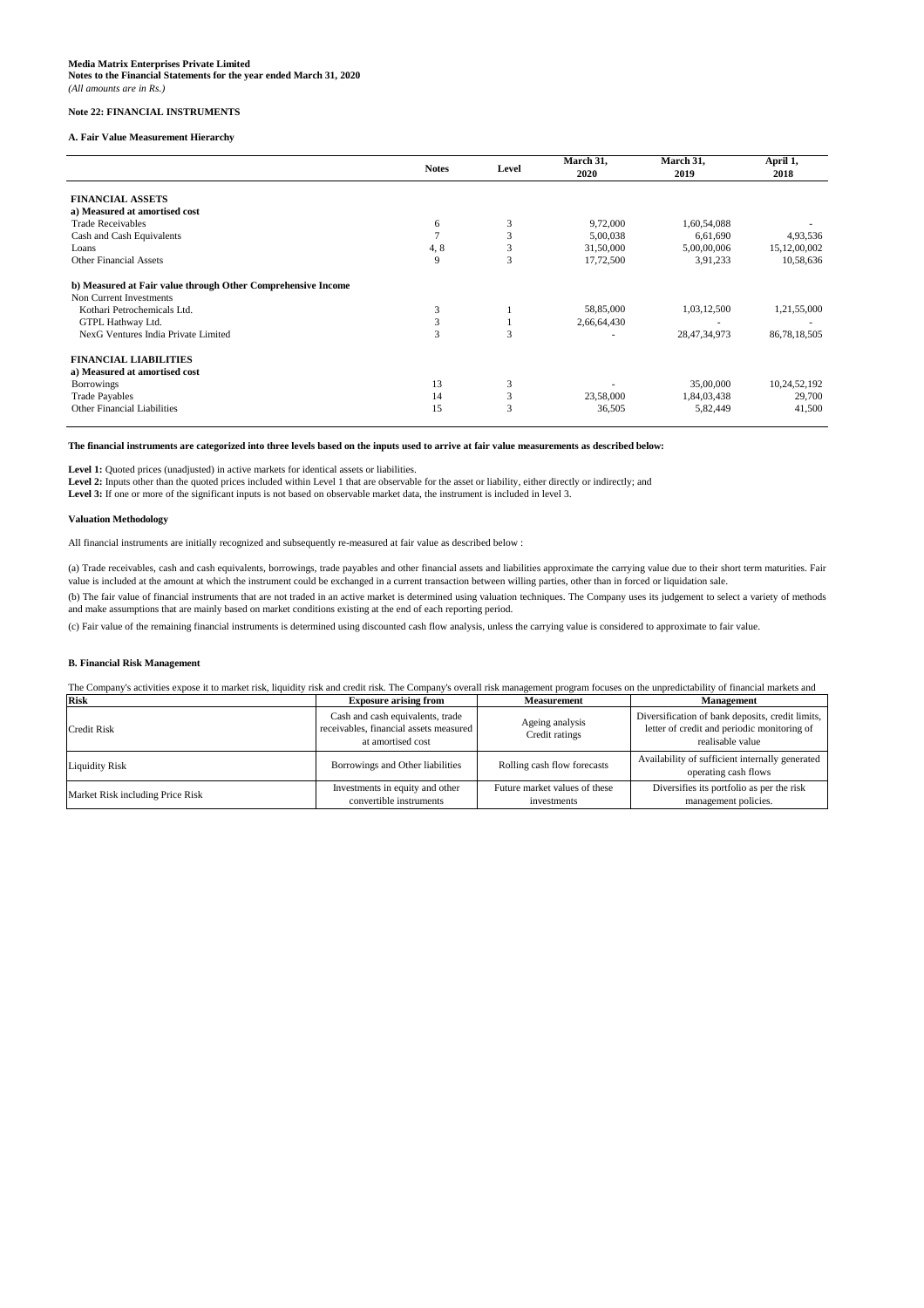**Media Matrix Enterprises Private Limited**
**Notes to the Financial Statements for the year ended March 31, 2020**
*(All amounts are in Rs.)*

**Note 22: FINANCIAL INSTRUMENTS**

**A. Fair Value Measurement Hierarchy**

| | Notes | Level | March 31, 2020 | March 31, 2019 | April 1, 2018 |
|---|---|---|---|---|---|
| **FINANCIAL ASSETS** | | | | | |
| **a) Measured at amortised cost** | | | | | |
| Trade Receivables | 6 | 3 | 9,72,000 | 1,60,54,088 | - |
| Cash and Cash Equivalents | 7 | 3 | 5,00,038 | 6,61,690 | 4,93,536 |
| Loans | 4, 8 | 3 | 31,50,000 | 5,00,00,006 | 15,12,00,002 |
| Other Financial Assets | 9 | 3 | 17,72,500 | 3,91,233 | 10,58,636 |
| **b) Measured at Fair value through Other Comprehensive Income** | | | | | |
| Non Current Investments | | | | | |
| Kothari Petrochemicals Ltd. | 3 | 1 | 58,85,000 | 1,03,12,500 | 1,21,55,000 |
| GTPL Hathway Ltd. | 3 | 1 | 2,66,64,430 | - | - |
| NexG Ventures India Private Limited | 3 | 3 | - | 28,47,34,973 | 86,78,18,505 |
| **FINANCIAL LIABILITIES** | | | | | |
| **a) Measured at amortised cost** | | | | | |
| Borrowings | 13 | 3 | - | 35,00,000 | 10,24,52,192 |
| Trade Payables | 14 | 3 | 23,58,000 | 1,84,03,438 | 29,700 |
| Other Financial Liabilities | 15 | 3 | 36,505 | 5,82,449 | 41,500 |

**The financial instruments are categorized into three levels based on the inputs used to arrive at fair value measurements as described below:**

**Level 1:** Quoted prices (unadjusted) in active markets for identical assets or liabilities.
**Level 2:** Inputs other than the quoted prices included within Level 1 that are observable for the asset or liability, either directly or indirectly; and
**Level 3:** If one or more of the significant inputs is not based on observable market data, the instrument is included in level 3.

**Valuation Methodology**

All financial instruments are initially recognized and subsequently re-measured at fair value as described below :

(a) Trade receivables, cash and cash equivalents, borrowings, trade payables and other financial assets and liabilities approximate the carrying value due to their short term maturities. Fair value is included at the amount at which the instrument could be exchanged in a current transaction between willing parties, other than in forced or liquidation sale.

(b) The fair value of financial instruments that are not traded in an active market is determined using valuation techniques. The Company uses its judgement to select a variety of methods and make assumptions that are mainly based on market conditions existing at the end of each reporting period.

(c) Fair value of the remaining financial instruments is determined using discounted cash flow analysis, unless the carrying value is considered to approximate to fair value.

**B. Financial Risk Management**

The Company's activities expose it to market risk, liquidity risk and credit risk. The Company's overall risk management program focuses on the unpredictability of financial markets and

| Risk | Exposure arising from | Measurement | Management |
|---|---|---|---|
| Credit Risk | Cash and cash equivalents, trade receivables, financial assets measured at amortised cost | Ageing analysis Credit ratings | Diversification of bank deposits, credit limits, letter of credit and periodic monitoring of realisable value |
| Liquidity Risk | Borrowings and Other liabilities | Rolling cash flow forecasts | Availability of sufficient internally generated operating cash flows |
| Market Risk including Price Risk | Investments in equity and other convertible instruments | Future market values of these investments | Diversifies its portfolio as per the risk management policies. |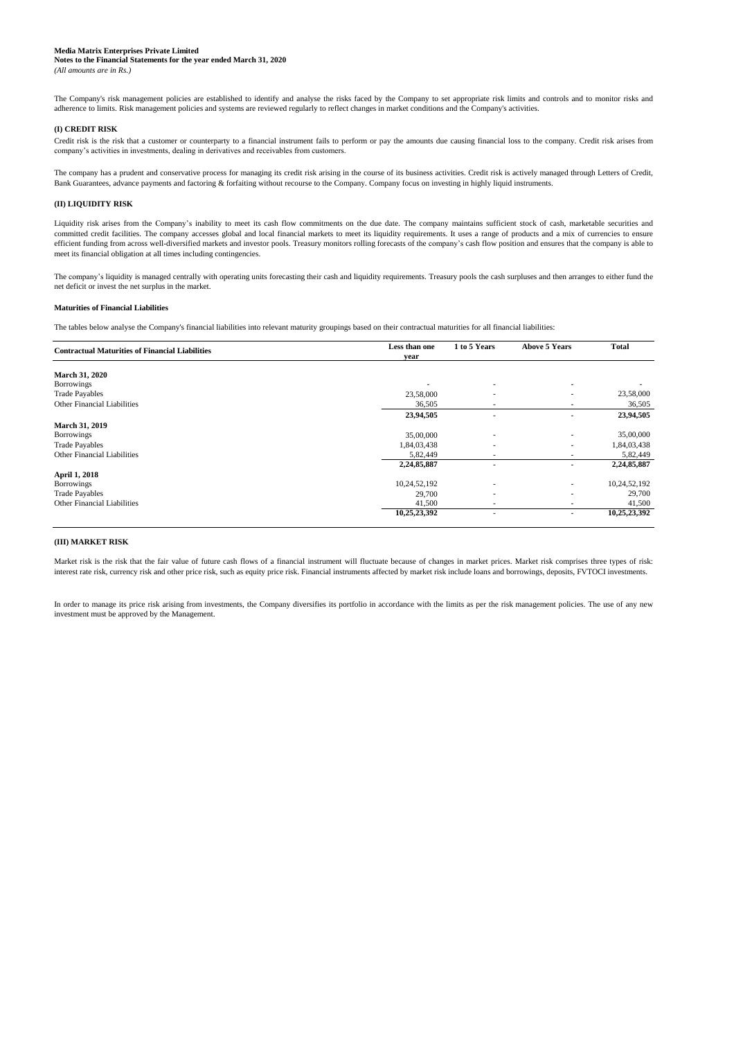**Media Matrix Enterprises Private Limited**
**Notes to the Financial Statements for the year ended March 31, 2020**
*(All amounts are in Rs.)*

The Company's risk management policies are established to identify and analyse the risks faced by the Company to set appropriate risk limits and controls and to monitor risks and adherence to limits. Risk management policies and systems are reviewed regularly to reflect changes in market conditions and the Company's activities.

### (I) CREDIT RISK

Credit risk is the risk that a customer or counterparty to a financial instrument fails to perform or pay the amounts due causing financial loss to the company. Credit risk arises from company's activities in investments, dealing in derivatives and receivables from customers.

The company has a prudent and conservative process for managing its credit risk arising in the course of its business activities. Credit risk is actively managed through Letters of Credit, Bank Guarantees, advance payments and factoring & forfaiting without recourse to the Company. Company focus on investing in highly liquid instruments.

### (II) LIQUIDITY RISK

Liquidity risk arises from the Company's inability to meet its cash flow commitments on the due date. The company maintains sufficient stock of cash, marketable securities and committed credit facilities. The company accesses global and local financial markets to meet its liquidity requirements. It uses a range of products and a mix of currencies to ensure efficient funding from across well-diversified markets and investor pools. Treasury monitors rolling forecasts of the company's cash flow position and ensures that the company is able to meet its financial obligation at all times including contingencies.

The company's liquidity is managed centrally with operating units forecasting their cash and liquidity requirements. Treasury pools the cash surpluses and then arranges to either fund the net deficit or invest the net surplus in the market.

**Maturities of Financial Liabilities**

The tables below analyse the Company's financial liabilities into relevant maturity groupings based on their contractual maturities for all financial liabilities:

| Contractual Maturities of Financial Liabilities | Less than one year | 1 to 5 Years | Above 5 Years | Total |
|---|---|---|---|---|
| **March 31, 2020** | | | | |
| Borrowings | - | - | - | - |
| Trade Payables | 23,58,000 | - | - | 23,58,000 |
| Other Financial Liabilities | 36,505 | - | - | 36,505 |
| | **23,94,505** | - | - | **23,94,505** |
| **March 31, 2019** | | | | |
| Borrowings | 35,00,000 | - | - | 35,00,000 |
| Trade Payables | 1,84,03,438 | - | - | 1,84,03,438 |
| Other Financial Liabilities | 5,82,449 | - | - | 5,82,449 |
| | **2,24,85,887** | - | - | **2,24,85,887** |
| **April 1, 2018** | | | | |
| Borrowings | 10,24,52,192 | - | - | 10,24,52,192 |
| Trade Payables | 29,700 | - | - | 29,700 |
| Other Financial Liabilities | 41,500 | - | - | 41,500 |
| | **10,25,23,392** | - | - | **10,25,23,392** |

### (III) MARKET RISK

Market risk is the risk that the fair value of future cash flows of a financial instrument will fluctuate because of changes in market prices. Market risk comprises three types of risk: interest rate risk, currency risk and other price risk, such as equity price risk. Financial instruments affected by market risk include loans and borrowings, deposits, FVTOCI investments.

In order to manage its price risk arising from investments, the Company diversifies its portfolio in accordance with the limits as per the risk management policies. The use of any new investment must be approved by the Management.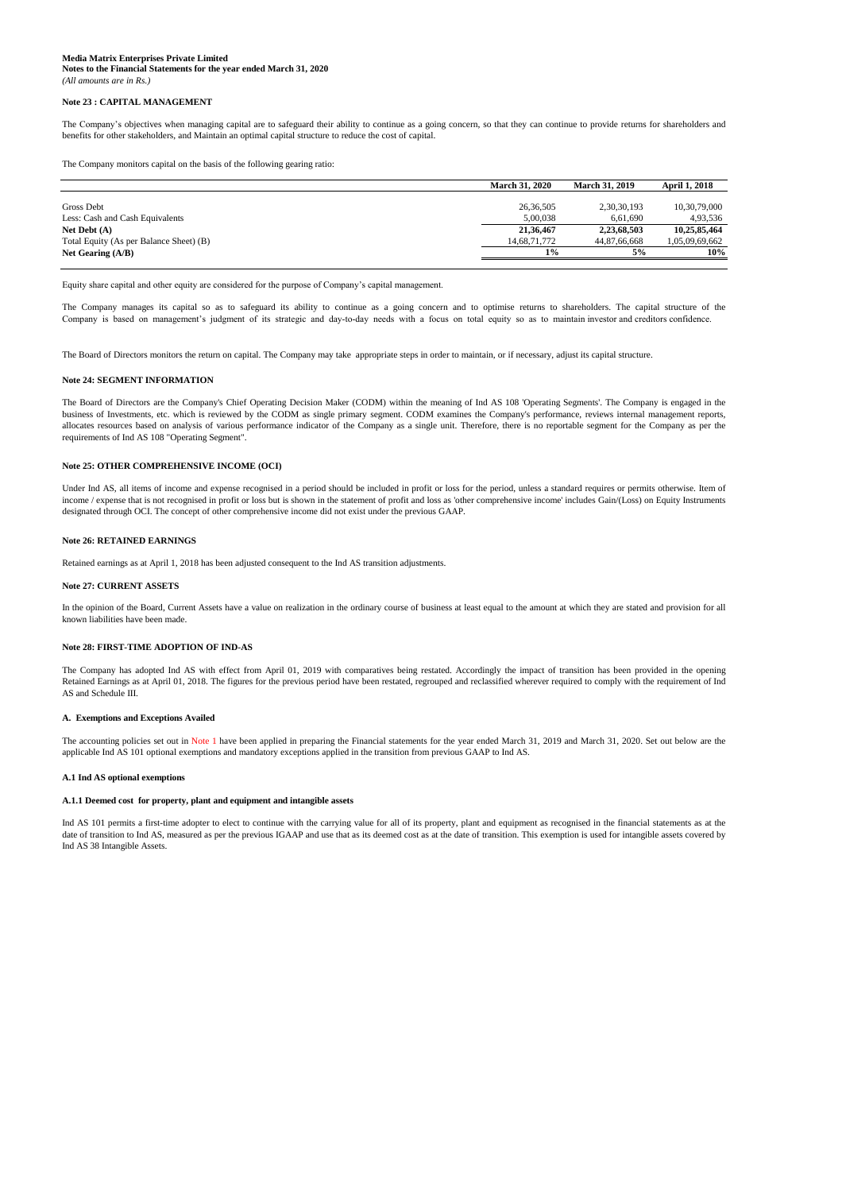**Media Matrix Enterprises Private Limited**
**Notes to the Financial Statements for the year ended March 31, 2020**
*(All amounts are in Rs.)*

### Note 23 : CAPITAL MANAGEMENT

The Company's objectives when managing capital are to safeguard their ability to continue as a going concern, so that they can continue to provide returns for shareholders and benefits for other stakeholders, and Maintain an optimal capital structure to reduce the cost of capital.

The Company monitors capital on the basis of the following gearing ratio:

| | March 31, 2020 | March 31, 2019 | April 1, 2018 |
|---|---|---|---|
| Gross Debt | 26,36,505 | 2,30,30,193 | 10,30,79,000 |
| Less: Cash and Cash Equivalents | 5,00,038 | 6,61,690 | 4,93,536 |
| **Net Debt (A)** | **21,36,467** | **2,23,68,503** | **10,25,85,464** |
| Total Equity (As per Balance Sheet) (B) | 14,68,71,772 | 44,87,66,668 | 1,05,09,69,662 |
| **Net Gearing (A/B)** | **1%** | **5%** | **10%** |

Equity share capital and other equity are considered for the purpose of Company's capital management.

The Company manages its capital so as to safeguard its ability to continue as a going concern and to optimise returns to shareholders. The capital structure of the Company is based on management's judgment of its strategic and day-to-day needs with a focus on total equity so as to maintain investor and creditors confidence.

The Board of Directors monitors the return on capital. The Company may take appropriate steps in order to maintain, or if necessary, adjust its capital structure.

### Note 24: SEGMENT INFORMATION

The Board of Directors are the Company's Chief Operating Decision Maker (CODM) within the meaning of Ind AS 108 'Operating Segments'. The Company is engaged in the business of Investments, etc. which is reviewed by the CODM as single primary segment. CODM examines the Company's performance, reviews internal management reports, allocates resources based on analysis of various performance indicator of the Company as a single unit. Therefore, there is no reportable segment for the Company as per the requirements of Ind AS 108 "Operating Segment".

### Note 25: OTHER COMPREHENSIVE INCOME (OCI)

Under Ind AS, all items of income and expense recognised in a period should be included in profit or loss for the period, unless a standard requires or permits otherwise. Item of income / expense that is not recognised in profit or loss but is shown in the statement of profit and loss as 'other comprehensive income' includes Gain/(Loss) on Equity Instruments designated through OCI. The concept of other comprehensive income did not exist under the previous GAAP.

### Note 26: RETAINED EARNINGS

Retained earnings as at April 1, 2018 has been adjusted consequent to the Ind AS transition adjustments.

### Note 27: CURRENT ASSETS

In the opinion of the Board, Current Assets have a value on realization in the ordinary course of business at least equal to the amount at which they are stated and provision for all known liabilities have been made.

### Note 28: FIRST-TIME ADOPTION OF IND-AS

The Company has adopted Ind AS with effect from April 01, 2019 with comparatives being restated. Accordingly the impact of transition has been provided in the opening Retained Earnings as at April 01, 2018. The figures for the previous period have been restated, regrouped and reclassified wherever required to comply with the requirement of Ind AS and Schedule III.

#### A. Exemptions and Exceptions Availed

The accounting policies set out in Note 1 have been applied in preparing the Financial statements for the year ended March 31, 2019 and March 31, 2020. Set out below are the applicable Ind AS 101 optional exemptions and mandatory exceptions applied in the transition from previous GAAP to Ind AS.

#### A.1 Ind AS optional exemptions

#### A.1.1 Deemed cost for property, plant and equipment and intangible assets

Ind AS 101 permits a first-time adopter to elect to continue with the carrying value for all of its property, plant and equipment as recognised in the financial statements as at the date of transition to Ind AS, measured as per the previous IGAAP and use that as its deemed cost as at the date of transition. This exemption is used for intangible assets covered by Ind AS 38 Intangible Assets.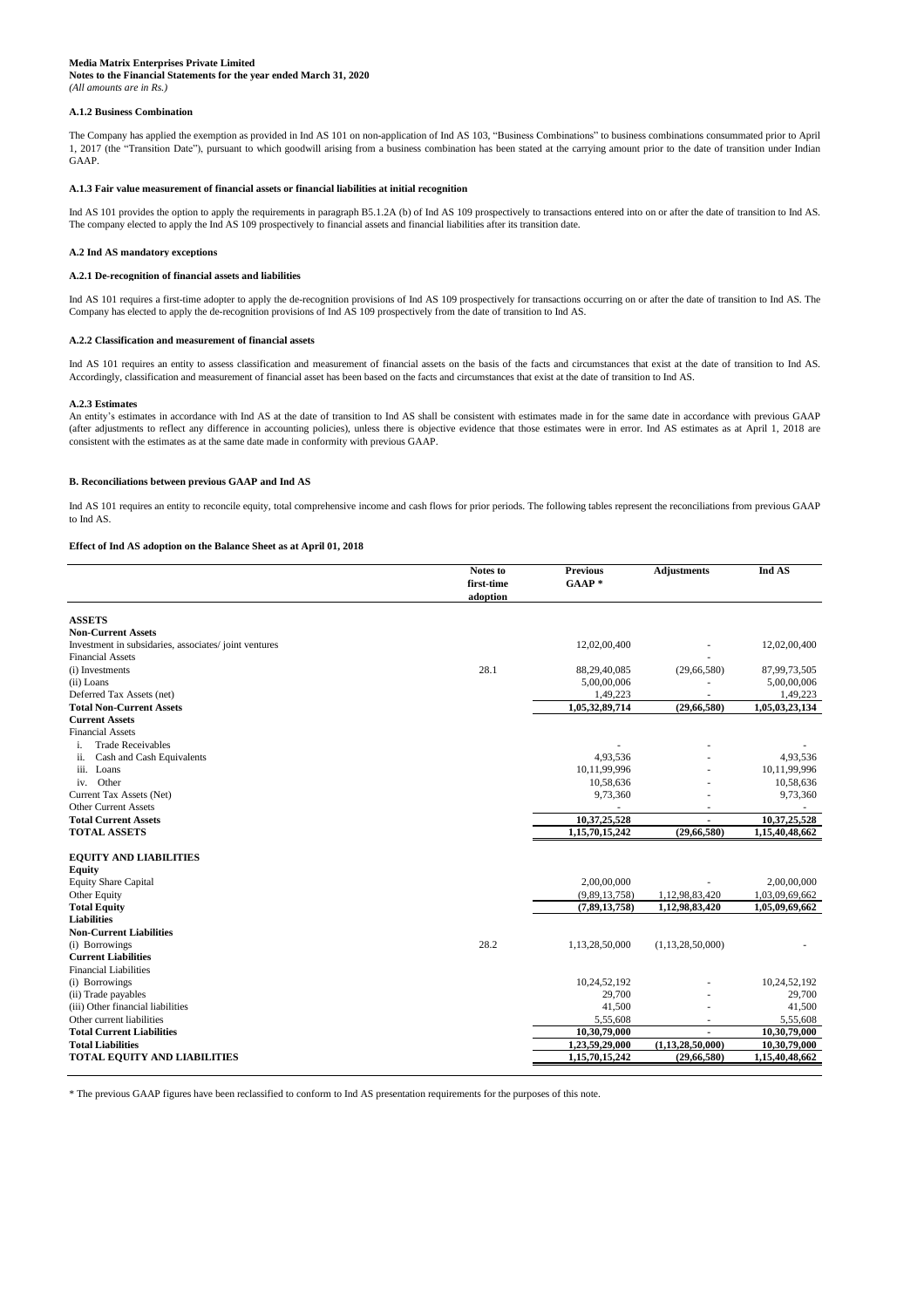**Media Matrix Enterprises Private Limited**
**Notes to the Financial Statements for the year ended March 31, 2020**
*(All amounts are in Rs.)*

#### A.1.2 Business Combination

The Company has applied the exemption as provided in Ind AS 101 on non-application of Ind AS 103, "Business Combinations" to business combinations consummated prior to April 1, 2017 (the "Transition Date"), pursuant to which goodwill arising from a business combination has been stated at the carrying amount prior to the date of transition under Indian GAAP.

#### A.1.3 Fair value measurement of financial assets or financial liabilities at initial recognition

Ind AS 101 provides the option to apply the requirements in paragraph B5.1.2A (b) of Ind AS 109 prospectively to transactions entered into on or after the date of transition to Ind AS. The company elected to apply the Ind AS 109 prospectively to financial assets and financial liabilities after its transition date.

#### A.2 Ind AS mandatory exceptions

#### A.2.1 De-recognition of financial assets and liabilities

Ind AS 101 requires a first-time adopter to apply the de-recognition provisions of Ind AS 109 prospectively for transactions occurring on or after the date of transition to Ind AS. The Company has elected to apply the de-recognition provisions of Ind AS 109 prospectively from the date of transition to Ind AS.

#### A.2.2 Classification and measurement of financial assets

Ind AS 101 requires an entity to assess classification and measurement of financial assets on the basis of the facts and circumstances that exist at the date of transition to Ind AS. Accordingly, classification and measurement of financial asset has been based on the facts and circumstances that exist at the date of transition to Ind AS.

#### A.2.3 Estimates

An entity's estimates in accordance with Ind AS at the date of transition to Ind AS shall be consistent with estimates made in for the same date in accordance with previous GAAP (after adjustments to reflect any difference in accounting policies), unless there is objective evidence that those estimates were in error. Ind AS estimates as at April 1, 2018 are consistent with the estimates as at the same date made in conformity with previous GAAP.

#### B. Reconciliations between previous GAAP and Ind AS

Ind AS 101 requires an entity to reconcile equity, total comprehensive income and cash flows for prior periods. The following tables represent the reconciliations from previous GAAP to Ind AS.

**Effect of Ind AS adoption on the Balance Sheet as at April 01, 2018**

| | Notes to first-time adoption | Previous GAAP * | Adjustments | Ind AS |
|---|---|---|---|---|
| **ASSETS** | | | | |
| **Non-Current Assets** | | | | |
| Investment in subsidiaries, associates/ joint ventures | | 12,02,00,400 | - | 12,02,00,400 |
| Financial Assets | | | - | |
| (i) Investments | 28.1 | 88,29,40,085 | (29,66,580) | 87,99,73,505 |
| (ii) Loans | | 5,00,00,006 | - | 5,00,00,006 |
| Deferred Tax Assets (net) | | 1,49,223 | - | 1,49,223 |
| **Total Non-Current Assets** | | **1,05,32,89,714** | **(29,66,580)** | **1,05,03,23,134** |
| **Current Assets** | | | | |
| Financial Assets | | | | |
| i. Trade Receivables | | - | - | - |
| ii. Cash and Cash Equivalents | | 4,93,536 | - | 4,93,536 |
| iii. Loans | | 10,11,99,996 | - | 10,11,99,996 |
| iv. Other | | 10,58,636 | - | 10,58,636 |
| Current Tax Assets (Net) | | 9,73,360 | - | 9,73,360 |
| Other Current Assets | | - | - | - |
| **Total Current Assets** | | **10,37,25,528** | **-** | **10,37,25,528** |
| **TOTAL ASSETS** | | **1,15,70,15,242** | **(29,66,580)** | **1,15,40,48,662** |
| **EQUITY AND LIABILITIES** | | | | |
| **Equity** | | | | |
| Equity Share Capital | | 2,00,00,000 | - | 2,00,00,000 |
| Other Equity | | (9,89,13,758) | 1,12,98,83,420 | 1,03,09,69,662 |
| **Total Equity** | | **(7,89,13,758)** | **1,12,98,83,420** | **1,05,09,69,662** |
| **Liabilities** | | | | |
| **Non-Current Liabilities** | | | | |
| (i) Borrowings | 28.2 | 1,13,28,50,000 | (1,13,28,50,000) | - |
| **Current Liabilities** | | | | |
| Financial Liabilities | | | | |
| (i) Borrowings | | 10,24,52,192 | - | 10,24,52,192 |
| (ii) Trade payables | | 29,700 | - | 29,700 |
| (iii) Other financial liabilities | | 41,500 | - | 41,500 |
| Other current liabilities | | 5,55,608 | - | 5,55,608 |
| **Total Current Liabilities** | | **10,30,79,000** | **-** | **10,30,79,000** |
| **Total Liabilities** | | **1,23,59,29,000** | **(1,13,28,50,000)** | **10,30,79,000** |
| **TOTAL EQUITY AND LIABILITIES** | | **1,15,70,15,242** | **(29,66,580)** | **1,15,40,48,662** |

* The previous GAAP figures have been reclassified to conform to Ind AS presentation requirements for the purposes of this note.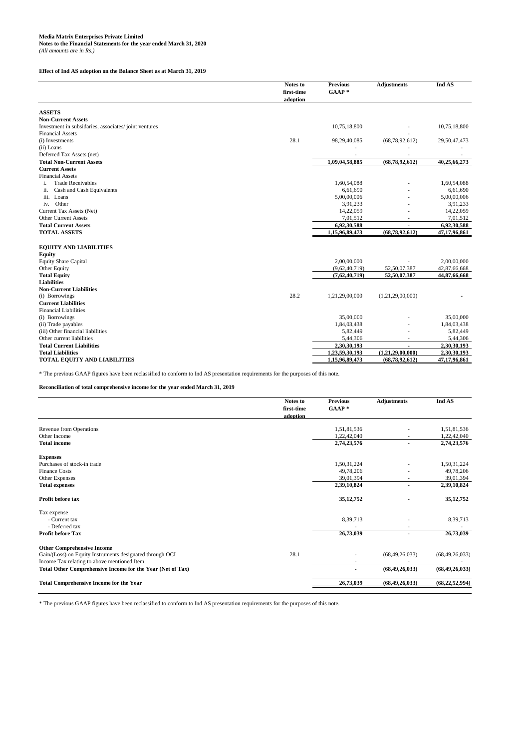**Media Matrix Enterprises Private Limited**
**Notes to the Financial Statements for the year ended March 31, 2020**
*(All amounts are in Rs.)*

**Effect of Ind AS adoption on the Balance Sheet as at March 31, 2019**

| | Notes to first-time adoption | Previous GAAP * | Adjustments | Ind AS |
|---|---|---|---|---|
| **ASSETS** | | | | |
| **Non-Current Assets** | | | | |
| Investment in subsidaries, associates/ joint ventures | | 10,75,18,800 | - | 10,75,18,800 |
| Financial Assets | | | - | |
| (i) Investments | 28.1 | 98,29,40,085 | (68,78,92,612) | 29,50,47,473 |
| (ii) Loans | | - | - | - |
| Deferred Tax Assets (net) | | - | - | - |
| **Total Non-Current Assets** | | **1,09,04,58,885** | **(68,78,92,612)** | **40,25,66,273** |
| **Current Assets** | | | | |
| Financial Assets | | | | |
| i. Trade Receivables | | 1,60,54,088 | - | 1,60,54,088 |
| ii. Cash and Cash Equivalents | | 6,61,690 | - | 6,61,690 |
| iii. Loans | | 5,00,00,006 | - | 5,00,00,006 |
| iv. Other | | 3,91,233 | - | 3,91,233 |
| Current Tax Assets (Net) | | 14,22,059 | - | 14,22,059 |
| Other Current Assets | | 7,01,512 | - | 7,01,512 |
| **Total Current Assets** | | **6,92,30,588** | **-** | **6,92,30,588** |
| **TOTAL ASSETS** | | **1,15,96,89,473** | **(68,78,92,612)** | **47,17,96,861** |
| | | | | |
| **EQUITY AND LIABILITIES** | | | | |
| **Equity** | | | | |
| Equity Share Capital | | 2,00,00,000 | - | 2,00,00,000 |
| Other Equity | | (9,62,40,719) | 52,50,07,387 | 42,87,66,668 |
| **Total Equity** | | **(7,62,40,719)** | **52,50,07,387** | **44,87,66,668** |
| **Liabilities** | | | | |
| **Non-Current Liabilities** | | | | |
| (i) Borrowings | 28.2 | 1,21,29,00,000 | (1,21,29,00,000) | - |
| **Current Liabilities** | | | | |
| Financial Liabilities | | | | |
| (i) Borrowings | | 35,00,000 | - | 35,00,000 |
| (ii) Trade payables | | 1,84,03,438 | - | 1,84,03,438 |
| (iii) Other financial liabilities | | 5,82,449 | - | 5,82,449 |
| Other current liabilities | | 5,44,306 | - | 5,44,306 |
| **Total Current Liabilities** | | **2,30,30,193** | **-** | **2,30,30,193** |
| **Total Liabilities** | | **1,23,59,30,193** | **(1,21,29,00,000)** | **2,30,30,193** |
| **TOTAL EQUITY AND LIABILITIES** | | **1,15,96,89,473** | **(68,78,92,612)** | **47,17,96,861** |

* The previous GAAP figures have been reclassified to conform to Ind AS presentation requirements for the purposes of this note.

**Reconciliation of total comprehensive income for the year ended March 31, 2019**

| | Notes to first-time adoption | Previous GAAP * | Adjustments | Ind AS |
|---|---|---|---|---|
| Revenue from Operations | | 1,51,81,536 | - | 1,51,81,536 |
| Other Income | | 1,22,42,040 | - | 1,22,42,040 |
| **Total income** | | **2,74,23,576** | **-** | **2,74,23,576** |
| | | | | |
| **Expenses** | | | | |
| Purchases of stock-in trade | | 1,50,31,224 | - | 1,50,31,224 |
| Finance Costs | | 49,78,206 | - | 49,78,206 |
| Other Expenses | | 39,01,394 | - | 39,01,394 |
| **Total expenses** | | **2,39,10,824** | **-** | **2,39,10,824** |
| | | | | |
| **Profit before tax** | | **35,12,752** | **-** | **35,12,752** |
| | | | | |
| Tax expense | | | | |
| - Current tax | | 8,39,713 | - | 8,39,713 |
| - Deferred tax | | - | - | - |
| **Profit before Tax** | | **26,73,039** | **-** | **26,73,039** |
| | | | | |
| **Other Comprehensive Income** | | | | |
| Gain/(Loss) on Equity Instruments designated through OCI | 28.1 | - | (68,49,26,033) | (68,49,26,033) |
| Income Tax relating to above mentioned Item | | - | - | - |
| **Total Other Comprehensive Income for the Year (Net of Tax)** | | **-** | **(68,49,26,033)** | **(68,49,26,033)** |
| | | | | |
| **Total Comprehensive Income for the Year** | | **26,73,039** | **(68,49,26,033)** | **(68,22,52,994)** |

* The previous GAAP figures have been reclassified to conform to Ind AS presentation requirements for the purposes of this note.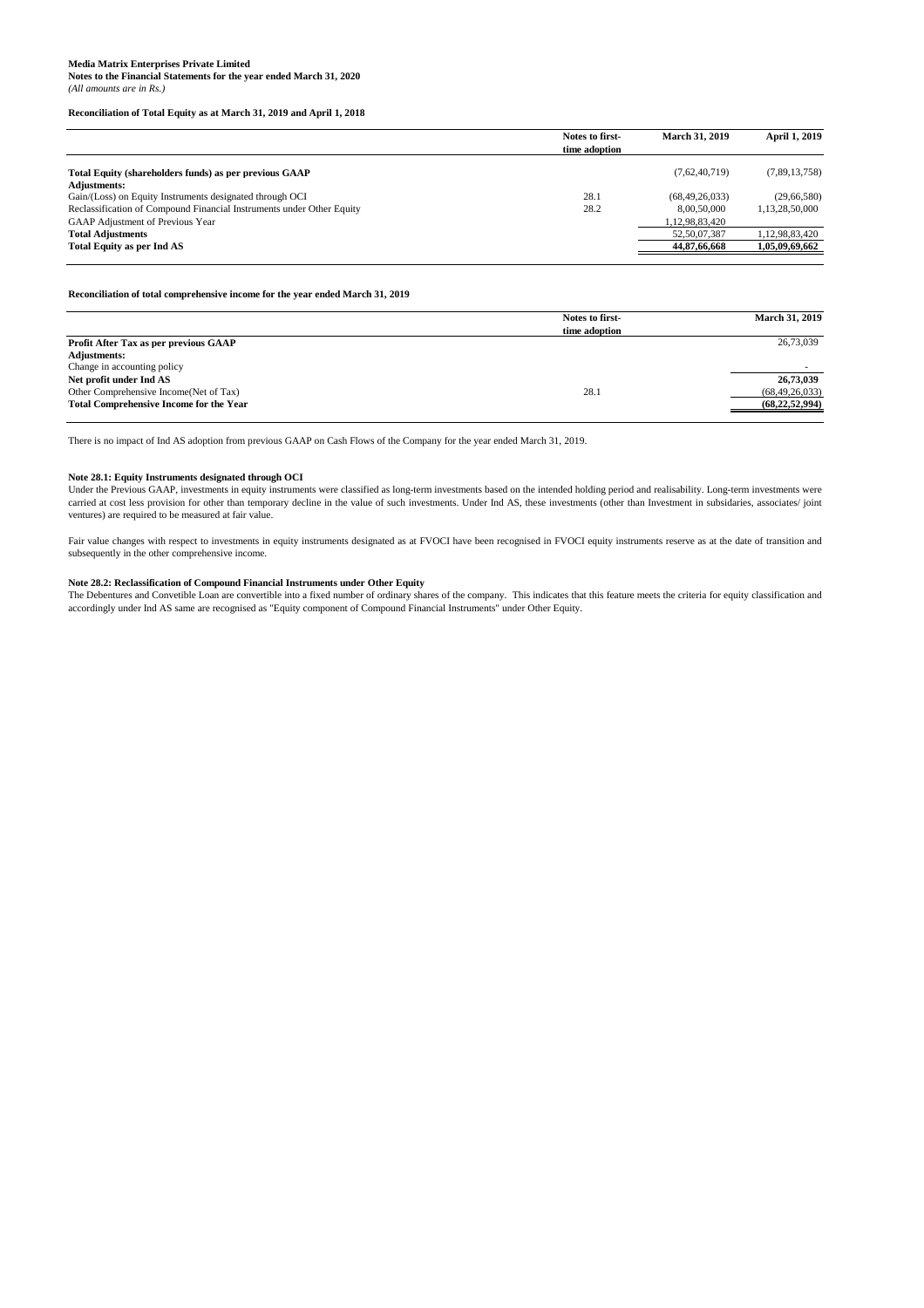**Media Matrix Enterprises Private Limited**
**Notes to the Financial Statements for the year ended March 31, 2020**
*(All amounts are in Rs.)*

**Reconciliation of Total Equity as at March 31, 2019 and April 1, 2018**

| | Notes to first-time adoption | March 31, 2019 | April 1, 2019 |
|---|---|---|---|
| **Total Equity (shareholders funds) as per previous GAAP** | | (7,62,40,719) | (7,89,13,758) |
| **Adjustments:** | | | |
| Gain/(Loss) on Equity Instruments designated through OCI | 28.1 | (68,49,26,033) | (29,66,580) |
| Reclassification of Compound Financial Instruments under Other Equity | 28.2 | 8,00,50,000 | 1,13,28,50,000 |
| GAAP Adjustment of Previous Year | | 1,12,98,83,420 | |
| **Total Adjustments** | | 52,50,07,387 | 1,12,98,83,420 |
| **Total Equity as per Ind AS** | | **44,87,66,668** | **1,05,09,69,662** |

**Reconciliation of total comprehensive income for the year ended March 31, 2019**

| | Notes to first-time adoption | March 31, 2019 |
|---|---|---|
| **Profit After Tax as per previous GAAP** | | 26,73,039 |
| **Adjustments:** | | |
| Change in accounting policy | | - |
| **Net profit under Ind AS** | | **26,73,039** |
| Other Comprehensive Income(Net of Tax) | 28.1 | (68,49,26,033) |
| **Total Comprehensive Income for the Year** | | **(68,22,52,994)** |

There is no impact of Ind AS adoption from previous GAAP on Cash Flows of the Company for the year ended March 31, 2019.

**Note 28.1: Equity Instruments designated through OCI**

Under the Previous GAAP, investments in equity instruments were classified as long-term investments based on the intended holding period and realisability. Long-term investments were carried at cost less provision for other than temporary decline in the value of such investments. Under Ind AS, these investments (other than Investment in subsidaries, associates/ joint ventures) are required to be measured at fair value.

Fair value changes with respect to investments in equity instruments designated as at FVOCI have been recognised in FVOCI equity instruments reserve as at the date of transition and subsequently in the other comprehensive income.

**Note 28.2: Reclassification of Compound Financial Instruments under Other Equity**

The Debentures and Convetible Loan are convertible into a fixed number of ordinary shares of the company. This indicates that this feature meets the criteria for equity classification and accordingly under Ind AS same are recognised as "Equity component of Compound Financial Instruments" under Other Equity.